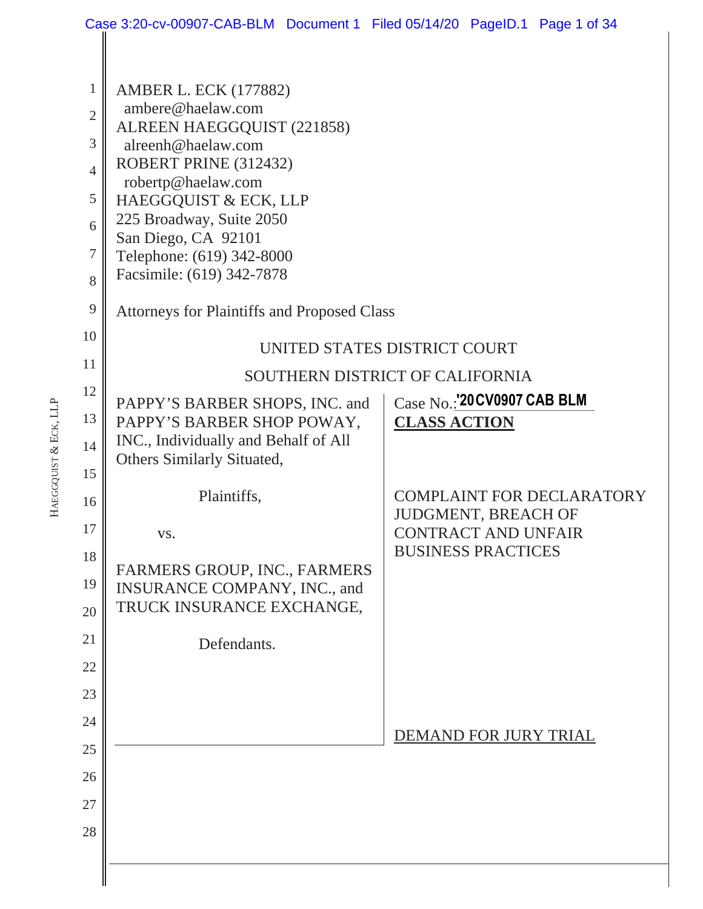AMBER L. ECK (177882)
ambere@haelaw.com
ALREEN HAEGGQUIST (221858)
alreenh@haelaw.com
ROBERT PRINE (312432)
robertp@haelaw.com
HAEGGQUIST & ECK, LLP
225 Broadway, Suite 2050
San Diego, CA 92101
Telephone: (619) 342-8000
Facsimile: (619) 342-7878

Attorneys for Plaintiffs and Proposed Class

UNITED STATES DISTRICT COURT

SOUTHERN DISTRICT OF CALIFORNIA

PAPPY'S BARBER SHOPS, INC. and PAPPY'S BARBER SHOP POWAY, INC., Individually and Behalf of All Others Similarly Situated,

Plaintiffs,

vs.

FARMERS GROUP, INC., FARMERS INSURANCE COMPANY, INC., and TRUCK INSURANCE EXCHANGE,

Defendants.

Case No.: '20CV0907 CAB BLM

**CLASS ACTION**

COMPLAINT FOR DECLARATORY JUDGMENT, BREACH OF CONTRACT AND UNFAIR BUSINESS PRACTICES

DEMAND FOR JURY TRIAL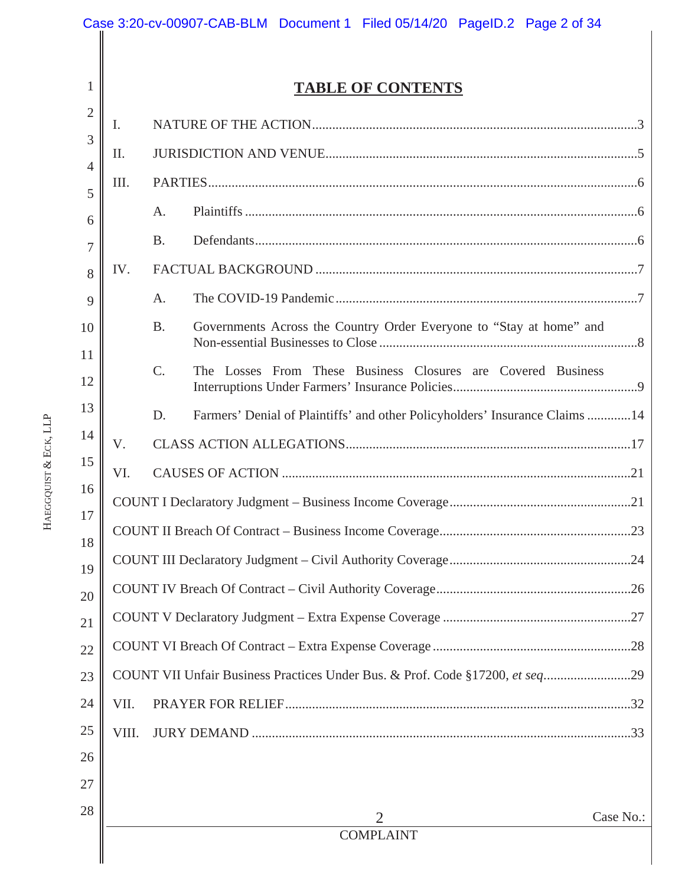# TABLE OF CONTENTS

I. NATURE OF THE ACTION ....... 3

II. JURISDICTION AND VENUE ....... 5

III. PARTIES ....... 6

- A. Plaintiffs ....... 6
- B. Defendants ....... 6

IV. FACTUAL BACKGROUND ....... 7

- A. The COVID-19 Pandemic ....... 7
- B. Governments Across the Country Order Everyone to "Stay at home" and Non-essential Businesses to Close ....... 8
- C. The Losses From These Business Closures are Covered Business Interruptions Under Farmers' Insurance Policies ....... 9
- D. Farmers' Denial of Plaintiffs' and other Policyholders' Insurance Claims ....... 14

V. CLASS ACTION ALLEGATIONS ....... 17

VI. CAUSES OF ACTION ....... 21

COUNT I Declaratory Judgment – Business Income Coverage ....... 21

COUNT II Breach Of Contract – Business Income Coverage ....... 23

COUNT III Declaratory Judgment – Civil Authority Coverage ....... 24

COUNT IV Breach Of Contract – Civil Authority Coverage ....... 26

COUNT V Declaratory Judgment – Extra Expense Coverage ....... 27

COUNT VI Breach Of Contract – Extra Expense Coverage ....... 28

COUNT VII Unfair Business Practices Under Bus. & Prof. Code §17200, *et seq.* ....... 29

VII. PRAYER FOR RELIEF ....... 32

VIII. JURY DEMAND ....... 33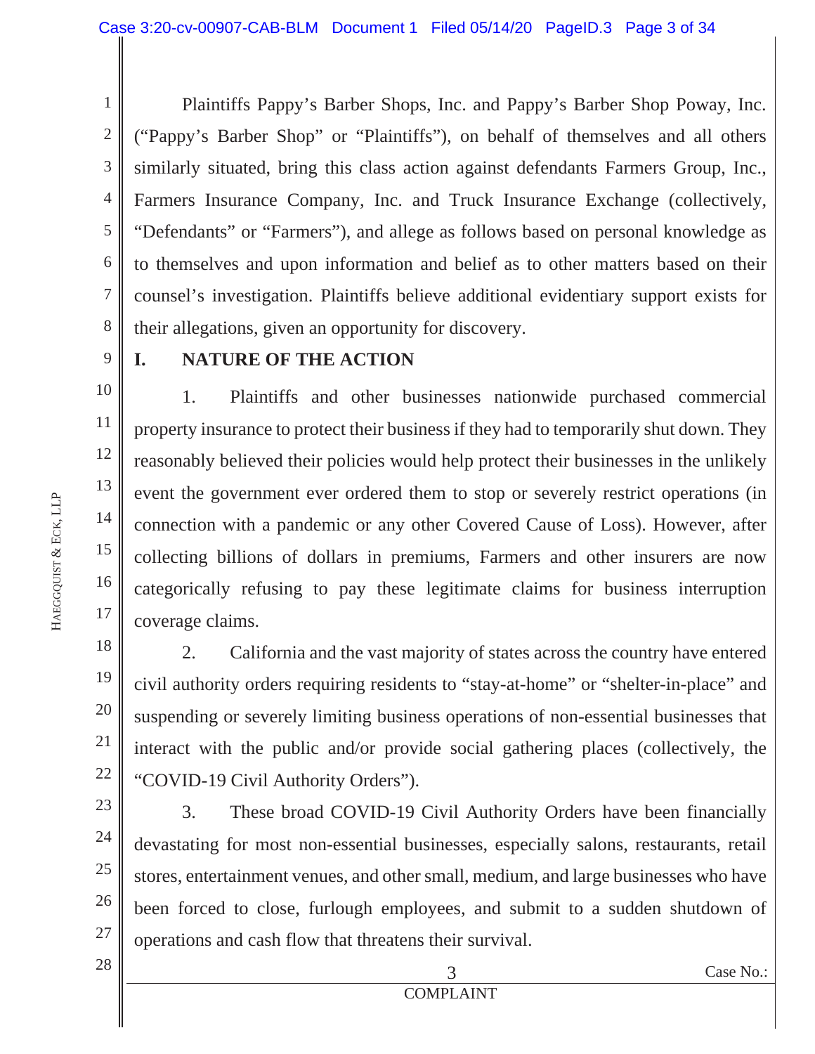Plaintiffs Pappy's Barber Shops, Inc. and Pappy's Barber Shop Poway, Inc. ("Pappy's Barber Shop" or "Plaintiffs"), on behalf of themselves and all others similarly situated, bring this class action against defendants Farmers Group, Inc., Farmers Insurance Company, Inc. and Truck Insurance Exchange (collectively, "Defendants" or "Farmers"), and allege as follows based on personal knowledge as to themselves and upon information and belief as to other matters based on their counsel's investigation. Plaintiffs believe additional evidentiary support exists for their allegations, given an opportunity for discovery.

## I. NATURE OF THE ACTION

1. Plaintiffs and other businesses nationwide purchased commercial property insurance to protect their business if they had to temporarily shut down. They reasonably believed their policies would help protect their businesses in the unlikely event the government ever ordered them to stop or severely restrict operations (in connection with a pandemic or any other Covered Cause of Loss). However, after collecting billions of dollars in premiums, Farmers and other insurers are now categorically refusing to pay these legitimate claims for business interruption coverage claims.

2. California and the vast majority of states across the country have entered civil authority orders requiring residents to "stay-at-home" or "shelter-in-place" and suspending or severely limiting business operations of non-essential businesses that interact with the public and/or provide social gathering places (collectively, the "COVID-19 Civil Authority Orders").

3. These broad COVID-19 Civil Authority Orders have been financially devastating for most non-essential businesses, especially salons, restaurants, retail stores, entertainment venues, and other small, medium, and large businesses who have been forced to close, furlough employees, and submit to a sudden shutdown of operations and cash flow that threatens their survival.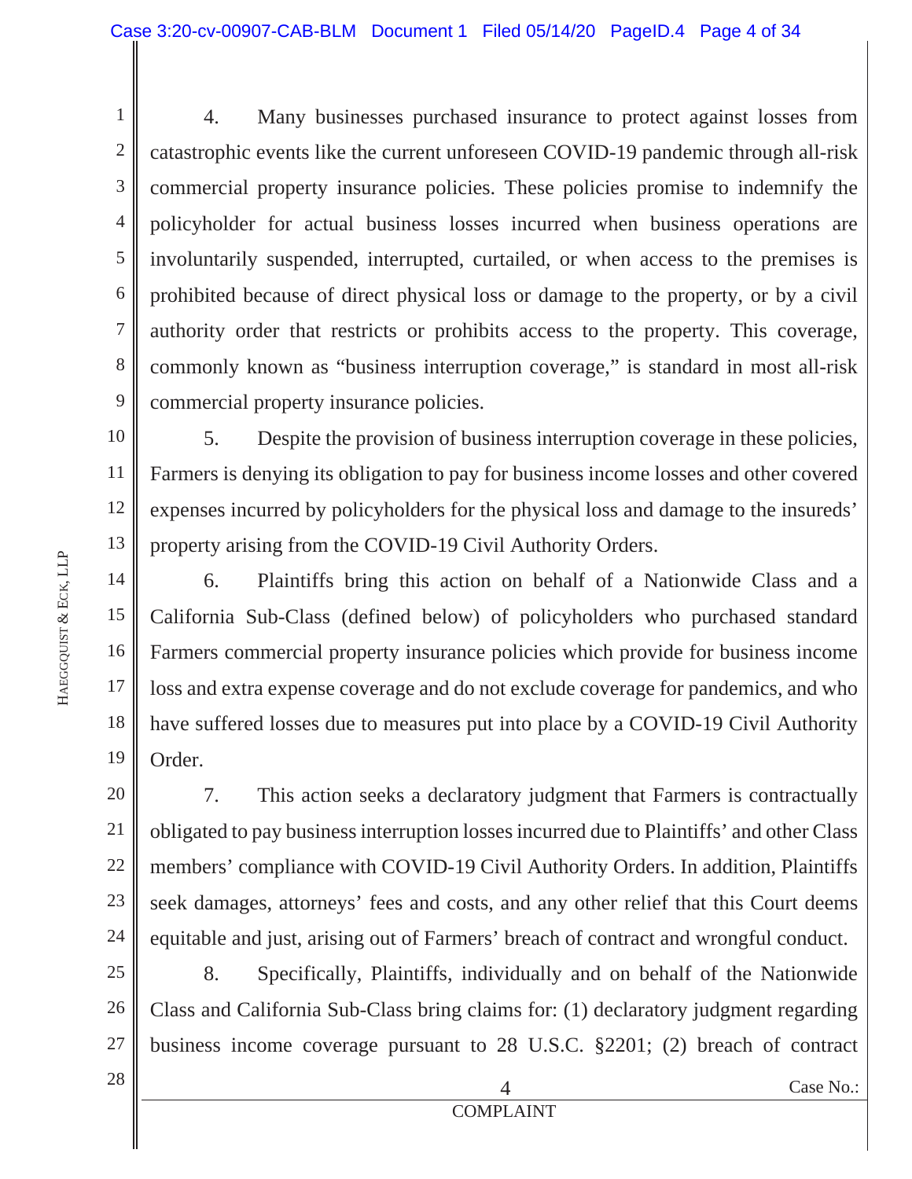4. Many businesses purchased insurance to protect against losses from catastrophic events like the current unforeseen COVID-19 pandemic through all-risk commercial property insurance policies. These policies promise to indemnify the policyholder for actual business losses incurred when business operations are involuntarily suspended, interrupted, curtailed, or when access to the premises is prohibited because of direct physical loss or damage to the property, or by a civil authority order that restricts or prohibits access to the property. This coverage, commonly known as "business interruption coverage," is standard in most all-risk commercial property insurance policies.

5. Despite the provision of business interruption coverage in these policies, Farmers is denying its obligation to pay for business income losses and other covered expenses incurred by policyholders for the physical loss and damage to the insureds' property arising from the COVID-19 Civil Authority Orders.

6. Plaintiffs bring this action on behalf of a Nationwide Class and a California Sub-Class (defined below) of policyholders who purchased standard Farmers commercial property insurance policies which provide for business income loss and extra expense coverage and do not exclude coverage for pandemics, and who have suffered losses due to measures put into place by a COVID-19 Civil Authority Order.

7. This action seeks a declaratory judgment that Farmers is contractually obligated to pay business interruption losses incurred due to Plaintiffs' and other Class members' compliance with COVID-19 Civil Authority Orders. In addition, Plaintiffs seek damages, attorneys' fees and costs, and any other relief that this Court deems equitable and just, arising out of Farmers' breach of contract and wrongful conduct.

8. Specifically, Plaintiffs, individually and on behalf of the Nationwide Class and California Sub-Class bring claims for: (1) declaratory judgment regarding business income coverage pursuant to 28 U.S.C. §2201; (2) breach of contract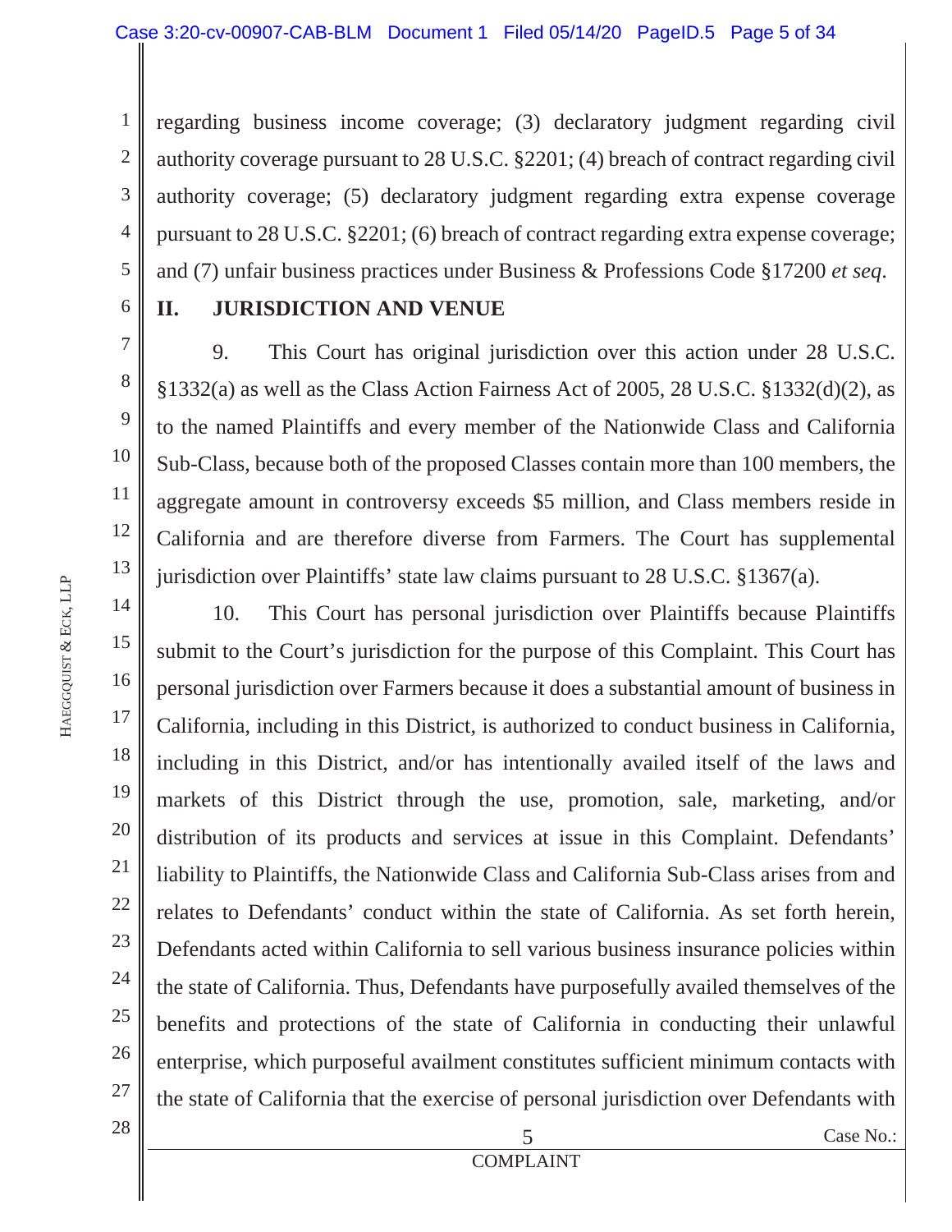regarding business income coverage; (3) declaratory judgment regarding civil authority coverage pursuant to 28 U.S.C. §2201; (4) breach of contract regarding civil authority coverage; (5) declaratory judgment regarding extra expense coverage pursuant to 28 U.S.C. §2201; (6) breach of contract regarding extra expense coverage; and (7) unfair business practices under Business & Professions Code §17200 *et seq*.

## II. JURISDICTION AND VENUE

9. This Court has original jurisdiction over this action under 28 U.S.C. §1332(a) as well as the Class Action Fairness Act of 2005, 28 U.S.C. §1332(d)(2), as to the named Plaintiffs and every member of the Nationwide Class and California Sub-Class, because both of the proposed Classes contain more than 100 members, the aggregate amount in controversy exceeds $5 million, and Class members reside in California and are therefore diverse from Farmers. The Court has supplemental jurisdiction over Plaintiffs' state law claims pursuant to 28 U.S.C. §1367(a).

10. This Court has personal jurisdiction over Plaintiffs because Plaintiffs submit to the Court's jurisdiction for the purpose of this Complaint. This Court has personal jurisdiction over Farmers because it does a substantial amount of business in California, including in this District, is authorized to conduct business in California, including in this District, and/or has intentionally availed itself of the laws and markets of this District through the use, promotion, sale, marketing, and/or distribution of its products and services at issue in this Complaint. Defendants' liability to Plaintiffs, the Nationwide Class and California Sub-Class arises from and relates to Defendants' conduct within the state of California. As set forth herein, Defendants acted within California to sell various business insurance policies within the state of California. Thus, Defendants have purposefully availed themselves of the benefits and protections of the state of California in conducting their unlawful enterprise, which purposeful availment constitutes sufficient minimum contacts with the state of California that the exercise of personal jurisdiction over Defendants with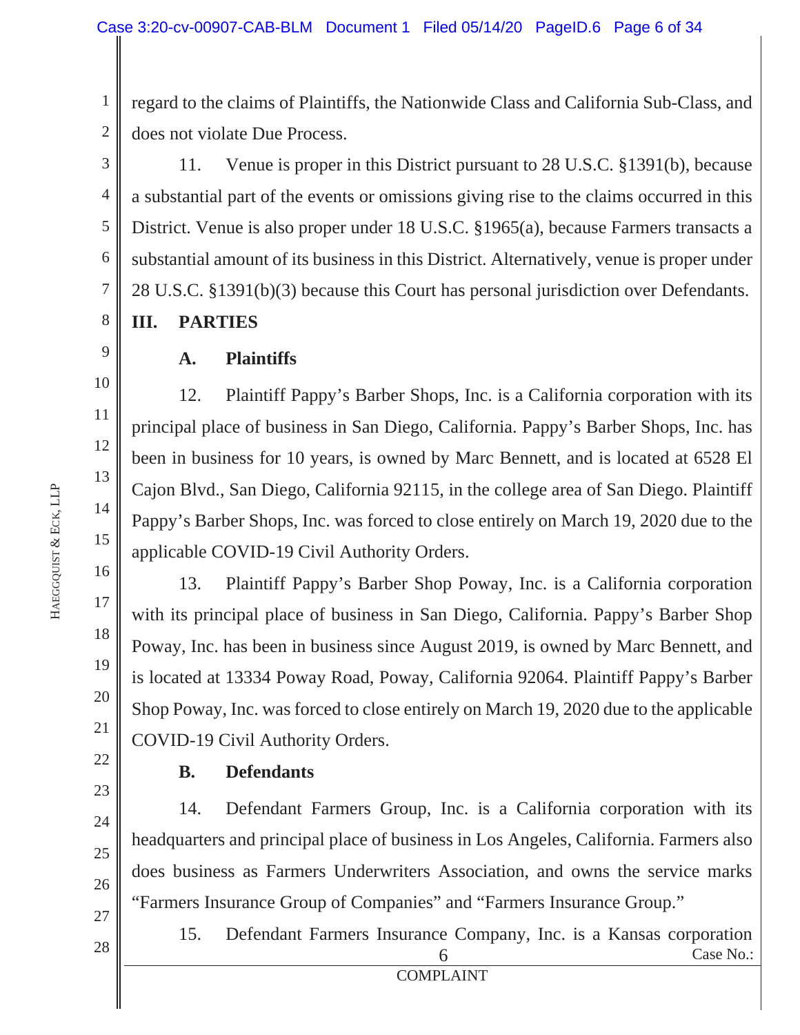regard to the claims of Plaintiffs, the Nationwide Class and California Sub-Class, and does not violate Due Process.

11. Venue is proper in this District pursuant to 28 U.S.C. §1391(b), because a substantial part of the events or omissions giving rise to the claims occurred in this District. Venue is also proper under 18 U.S.C. §1965(a), because Farmers transacts a substantial amount of its business in this District. Alternatively, venue is proper under 28 U.S.C. §1391(b)(3) because this Court has personal jurisdiction over Defendants.

## III. PARTIES

### A. Plaintiffs

12. Plaintiff Pappy's Barber Shops, Inc. is a California corporation with its principal place of business in San Diego, California. Pappy's Barber Shops, Inc. has been in business for 10 years, is owned by Marc Bennett, and is located at 6528 El Cajon Blvd., San Diego, California 92115, in the college area of San Diego. Plaintiff Pappy's Barber Shops, Inc. was forced to close entirely on March 19, 2020 due to the applicable COVID-19 Civil Authority Orders.

13. Plaintiff Pappy's Barber Shop Poway, Inc. is a California corporation with its principal place of business in San Diego, California. Pappy's Barber Shop Poway, Inc. has been in business since August 2019, is owned by Marc Bennett, and is located at 13334 Poway Road, Poway, California 92064. Plaintiff Pappy's Barber Shop Poway, Inc. was forced to close entirely on March 19, 2020 due to the applicable COVID-19 Civil Authority Orders.

### B. Defendants

14. Defendant Farmers Group, Inc. is a California corporation with its headquarters and principal place of business in Los Angeles, California. Farmers also does business as Farmers Underwriters Association, and owns the service marks "Farmers Insurance Group of Companies" and "Farmers Insurance Group."

15. Defendant Farmers Insurance Company, Inc. is a Kansas corporation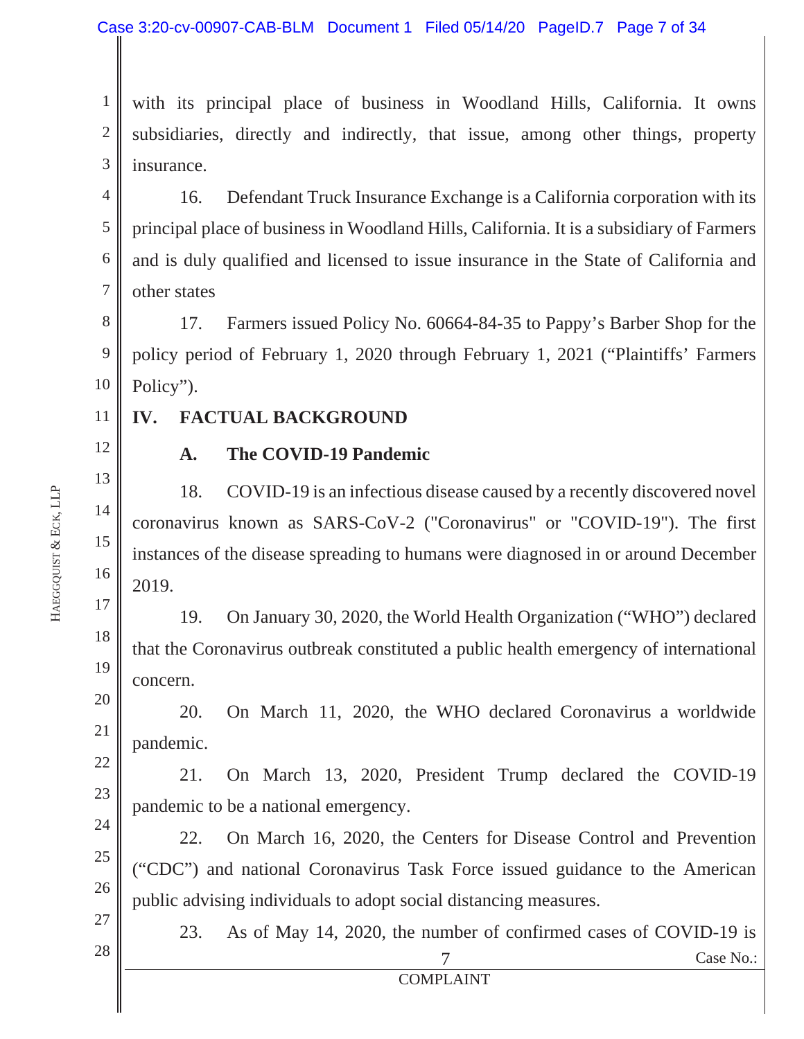with its principal place of business in Woodland Hills, California. It owns subsidiaries, directly and indirectly, that issue, among other things, property insurance.

16. Defendant Truck Insurance Exchange is a California corporation with its principal place of business in Woodland Hills, California. It is a subsidiary of Farmers and is duly qualified and licensed to issue insurance in the State of California and other states

17. Farmers issued Policy No. 60664-84-35 to Pappy's Barber Shop for the policy period of February 1, 2020 through February 1, 2021 ("Plaintiffs' Farmers Policy").

## IV. FACTUAL BACKGROUND

### A. The COVID-19 Pandemic

18. COVID-19 is an infectious disease caused by a recently discovered novel coronavirus known as SARS-CoV-2 ("Coronavirus" or "COVID-19"). The first instances of the disease spreading to humans were diagnosed in or around December 2019.

19. On January 30, 2020, the World Health Organization ("WHO") declared that the Coronavirus outbreak constituted a public health emergency of international concern.

20. On March 11, 2020, the WHO declared Coronavirus a worldwide pandemic.

21. On March 13, 2020, President Trump declared the COVID-19 pandemic to be a national emergency.

22. On March 16, 2020, the Centers for Disease Control and Prevention ("CDC") and national Coronavirus Task Force issued guidance to the American public advising individuals to adopt social distancing measures.

23. As of May 14, 2020, the number of confirmed cases of COVID-19 is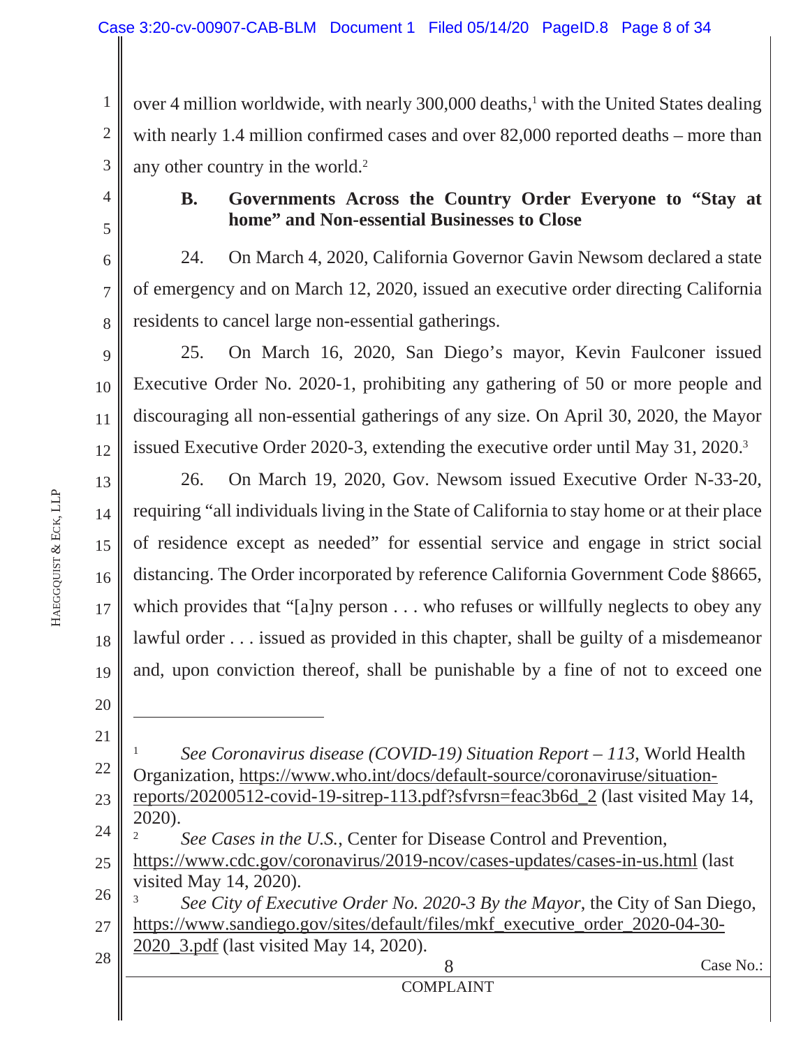over 4 million worldwide, with nearly 300,000 deaths,[1] with the United States dealing with nearly 1.4 million confirmed cases and over 82,000 reported deaths – more than any other country in the world.[2]

### B. Governments Across the Country Order Everyone to "Stay at home" and Non-essential Businesses to Close

24. On March 4, 2020, California Governor Gavin Newsom declared a state of emergency and on March 12, 2020, issued an executive order directing California residents to cancel large non-essential gatherings.

25. On March 16, 2020, San Diego's mayor, Kevin Faulconer issued Executive Order No. 2020-1, prohibiting any gathering of 50 or more people and discouraging all non-essential gatherings of any size. On April 30, 2020, the Mayor issued Executive Order 2020-3, extending the executive order until May 31, 2020.[3]

26. On March 19, 2020, Gov. Newsom issued Executive Order N-33-20, requiring "all individuals living in the State of California to stay home or at their place of residence except as needed" for essential service and engage in strict social distancing. The Order incorporated by reference California Government Code §8665, which provides that "[a]ny person . . . who refuses or willfully neglects to obey any lawful order . . . issued as provided in this chapter, shall be guilty of a misdemeanor and, upon conviction thereof, shall be punishable by a fine of not to exceed one

---

[1] *See Coronavirus disease (COVID-19) Situation Report – 113*, World Health Organization, https://www.who.int/docs/default-source/coronaviruse/situation-reports/20200512-covid-19-sitrep-113.pdf?sfvrsn=feac3b6d_2 (last visited May 14, 2020).

[2] *See Cases in the U.S.*, Center for Disease Control and Prevention, https://www.cdc.gov/coronavirus/2019-ncov/cases-updates/cases-in-us.html (last visited May 14, 2020).

[3] *See City of Executive Order No. 2020-3 By the Mayor*, the City of San Diego, https://www.sandiego.gov/sites/default/files/mkf_executive_order_2020-04-30-2020_3.pdf (last visited May 14, 2020).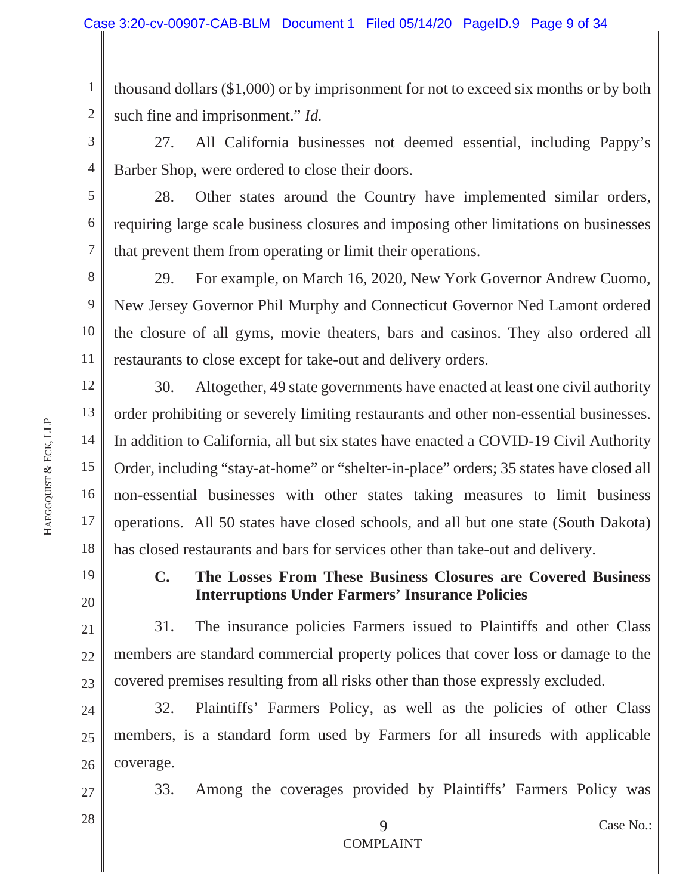thousand dollars ($1,000) or by imprisonment for not to exceed six months or by both such fine and imprisonment." *Id.*

27. All California businesses not deemed essential, including Pappy's Barber Shop, were ordered to close their doors.

28. Other states around the Country have implemented similar orders, requiring large scale business closures and imposing other limitations on businesses that prevent them from operating or limit their operations.

29. For example, on March 16, 2020, New York Governor Andrew Cuomo, New Jersey Governor Phil Murphy and Connecticut Governor Ned Lamont ordered the closure of all gyms, movie theaters, bars and casinos. They also ordered all restaurants to close except for take-out and delivery orders.

30. Altogether, 49 state governments have enacted at least one civil authority order prohibiting or severely limiting restaurants and other non-essential businesses. In addition to California, all but six states have enacted a COVID-19 Civil Authority Order, including "stay-at-home" or "shelter-in-place" orders; 35 states have closed all non-essential businesses with other states taking measures to limit business operations. All 50 states have closed schools, and all but one state (South Dakota) has closed restaurants and bars for services other than take-out and delivery.

### C. The Losses From These Business Closures are Covered Business Interruptions Under Farmers' Insurance Policies

31. The insurance policies Farmers issued to Plaintiffs and other Class members are standard commercial property polices that cover loss or damage to the covered premises resulting from all risks other than those expressly excluded.

32. Plaintiffs' Farmers Policy, as well as the policies of other Class members, is a standard form used by Farmers for all insureds with applicable coverage.

33. Among the coverages provided by Plaintiffs' Farmers Policy was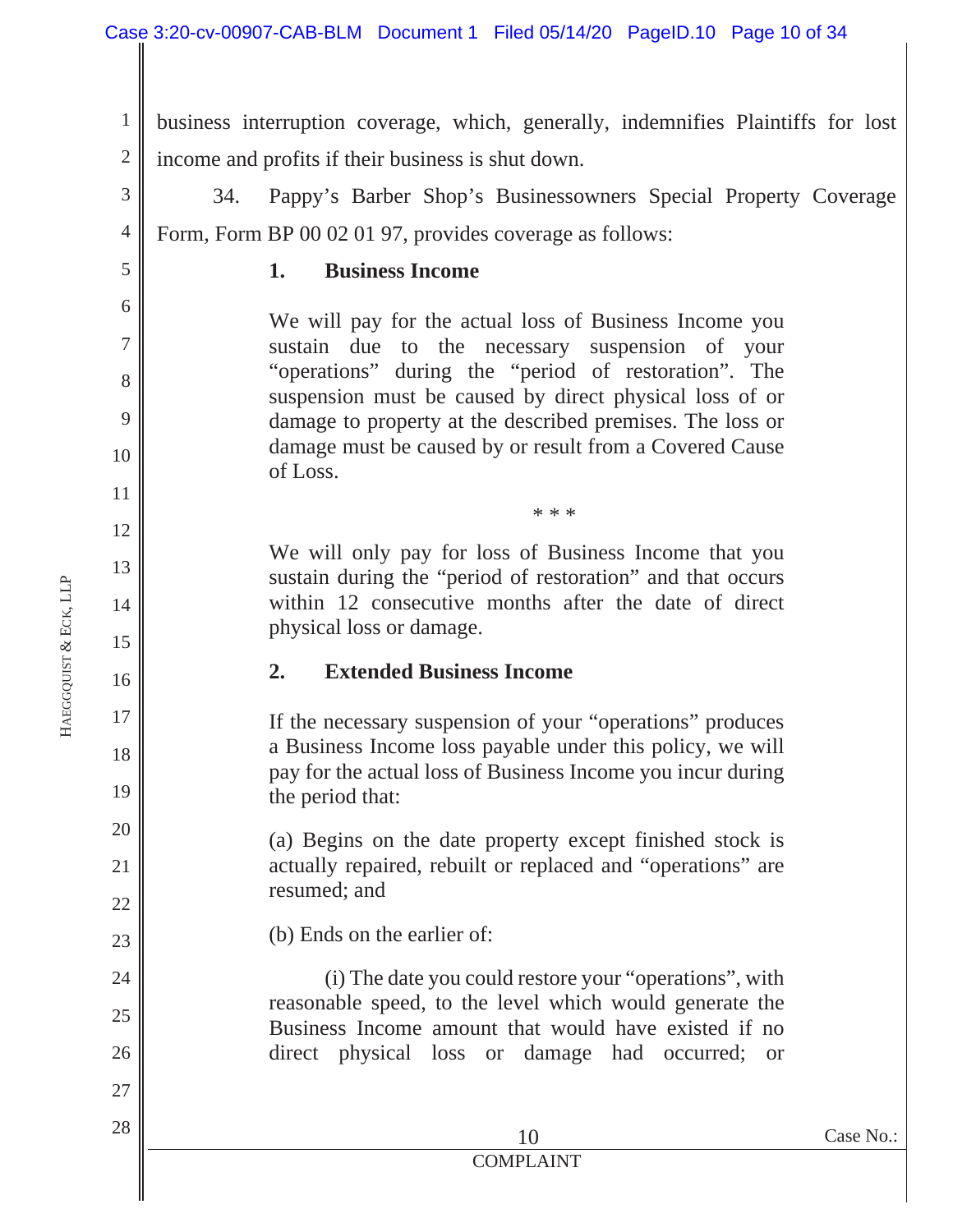business interruption coverage, which, generally, indemnifies Plaintiffs for lost income and profits if their business is shut down.

34. Pappy's Barber Shop's Businessowners Special Property Coverage Form, Form BP 00 02 01 97, provides coverage as follows:

> **1. Business Income**
>
> We will pay for the actual loss of Business Income you sustain due to the necessary suspension of your "operations" during the "period of restoration". The suspension must be caused by direct physical loss of or damage to property at the described premises. The loss or damage must be caused by or result from a Covered Cause of Loss.
>
> \* \* \*
>
> We will only pay for loss of Business Income that you sustain during the "period of restoration" and that occurs within 12 consecutive months after the date of direct physical loss or damage.
>
> **2. Extended Business Income**
>
> If the necessary suspension of your "operations" produces a Business Income loss payable under this policy, we will pay for the actual loss of Business Income you incur during the period that:
>
> (a) Begins on the date property except finished stock is actually repaired, rebuilt or replaced and "operations" are resumed; and
>
> (b) Ends on the earlier of:
>
> (i) The date you could restore your "operations", with reasonable speed, to the level which would generate the Business Income amount that would have existed if no direct physical loss or damage had occurred; or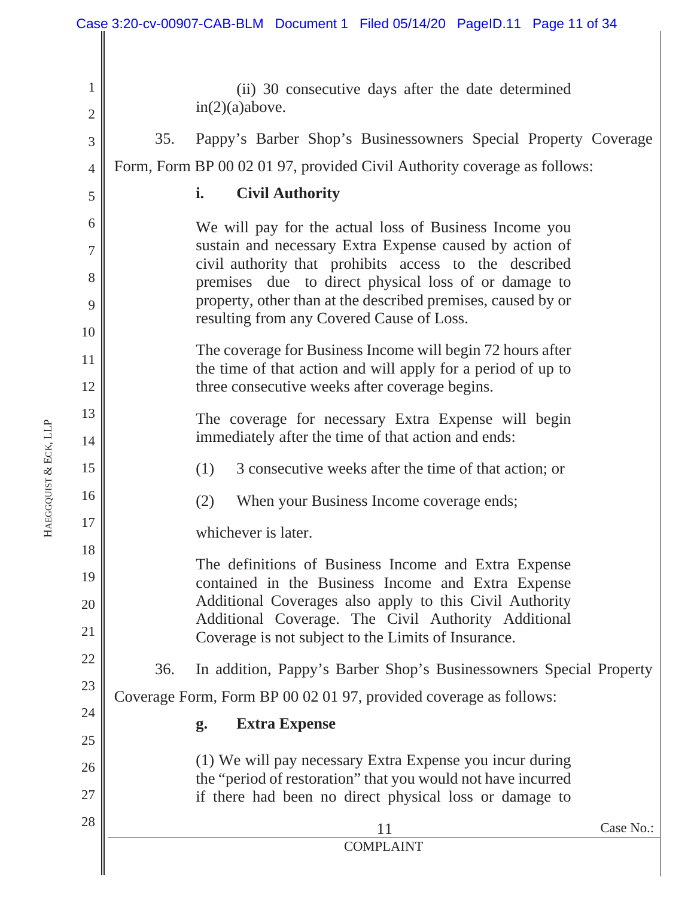(ii) 30 consecutive days after the date determined in(2)(a)above.

35. Pappy's Barber Shop's Businessowners Special Property Coverage Form, Form BP 00 02 01 97, provided Civil Authority coverage as follows:

**i. Civil Authority**

We will pay for the actual loss of Business Income you sustain and necessary Extra Expense caused by action of civil authority that prohibits access to the described premises due to direct physical loss of or damage to property, other than at the described premises, caused by or resulting from any Covered Cause of Loss.

The coverage for Business Income will begin 72 hours after the time of that action and will apply for a period of up to three consecutive weeks after coverage begins.

The coverage for necessary Extra Expense will begin immediately after the time of that action and ends:

(1) 3 consecutive weeks after the time of that action; or

(2) When your Business Income coverage ends;

whichever is later.

The definitions of Business Income and Extra Expense contained in the Business Income and Extra Expense Additional Coverages also apply to this Civil Authority Additional Coverage. The Civil Authority Additional Coverage is not subject to the Limits of Insurance.

36. In addition, Pappy's Barber Shop's Businessowners Special Property Coverage Form, Form BP 00 02 01 97, provided coverage as follows:

**g. Extra Expense**

(1) We will pay necessary Extra Expense you incur during the "period of restoration" that you would not have incurred if there had been no direct physical loss or damage to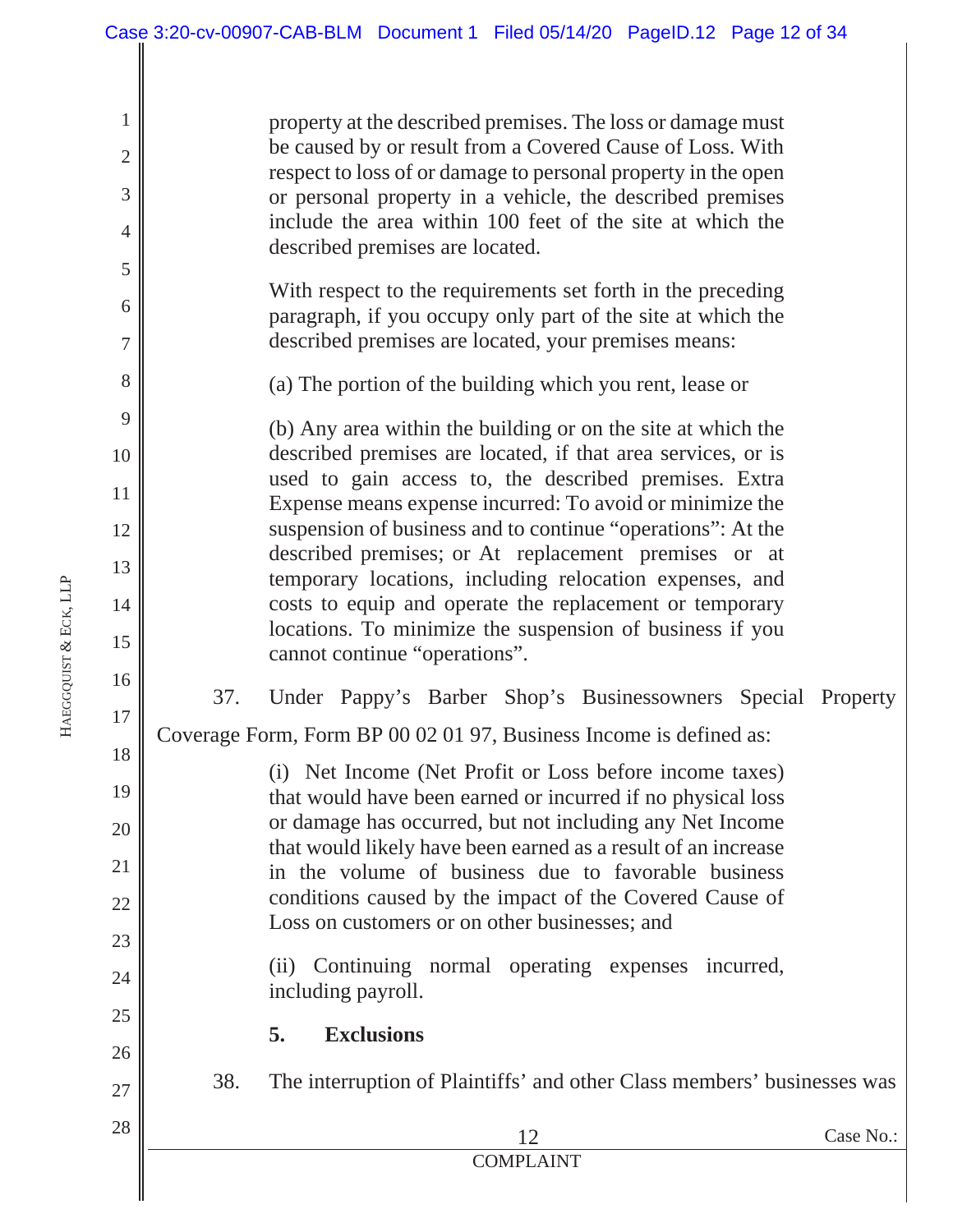property at the described premises. The loss or damage must be caused by or result from a Covered Cause of Loss. With respect to loss of or damage to personal property in the open or personal property in a vehicle, the described premises include the area within 100 feet of the site at which the described premises are located.

> With respect to the requirements set forth in the preceding paragraph, if you occupy only part of the site at which the described premises are located, your premises means:
>
> (a) The portion of the building which you rent, lease or
>
> (b) Any area within the building or on the site at which the described premises are located, if that area services, or is used to gain access to, the described premises. Extra Expense means expense incurred: To avoid or minimize the suspension of business and to continue "operations": At the described premises; or At replacement premises or at temporary locations, including relocation expenses, and costs to equip and operate the replacement or temporary locations. To minimize the suspension of business if you cannot continue "operations".

37. Under Pappy's Barber Shop's Businessowners Special Property Coverage Form, Form BP 00 02 01 97, Business Income is defined as:

> (i) Net Income (Net Profit or Loss before income taxes) that would have been earned or incurred if no physical loss or damage has occurred, but not including any Net Income that would likely have been earned as a result of an increase in the volume of business due to favorable business conditions caused by the impact of the Covered Cause of Loss on customers or on other businesses; and
>
> (ii) Continuing normal operating expenses incurred, including payroll.

**5. Exclusions**

38. The interruption of Plaintiffs' and other Class members' businesses was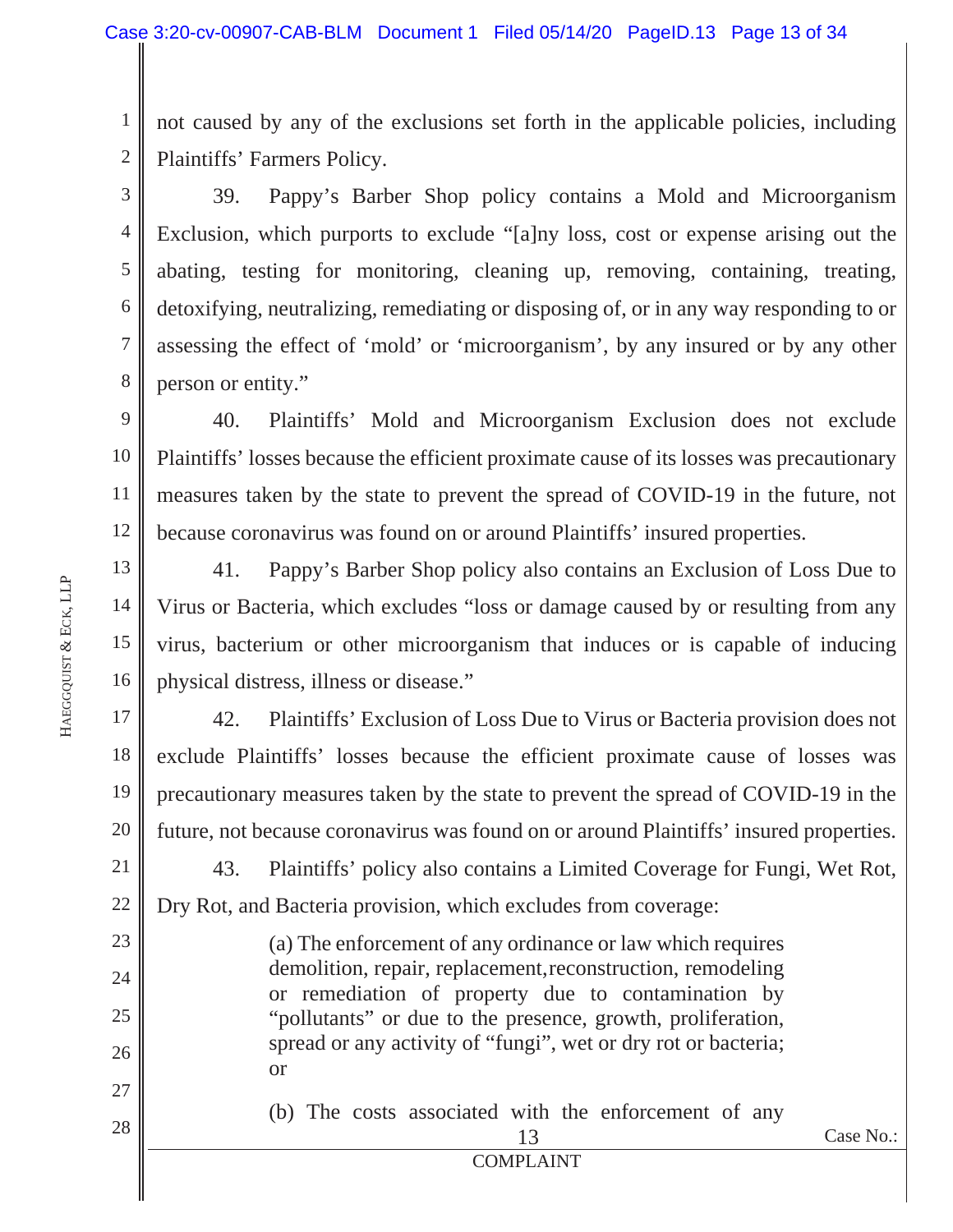not caused by any of the exclusions set forth in the applicable policies, including Plaintiffs' Farmers Policy.

39. Pappy's Barber Shop policy contains a Mold and Microorganism Exclusion, which purports to exclude "[a]ny loss, cost or expense arising out the abating, testing for monitoring, cleaning up, removing, containing, treating, detoxifying, neutralizing, remediating or disposing of, or in any way responding to or assessing the effect of 'mold' or 'microorganism', by any insured or by any other person or entity."

40. Plaintiffs' Mold and Microorganism Exclusion does not exclude Plaintiffs' losses because the efficient proximate cause of its losses was precautionary measures taken by the state to prevent the spread of COVID-19 in the future, not because coronavirus was found on or around Plaintiffs' insured properties.

41. Pappy's Barber Shop policy also contains an Exclusion of Loss Due to Virus or Bacteria, which excludes "loss or damage caused by or resulting from any virus, bacterium or other microorganism that induces or is capable of inducing physical distress, illness or disease."

42. Plaintiffs' Exclusion of Loss Due to Virus or Bacteria provision does not exclude Plaintiffs' losses because the efficient proximate cause of losses was precautionary measures taken by the state to prevent the spread of COVID-19 in the future, not because coronavirus was found on or around Plaintiffs' insured properties.

43. Plaintiffs' policy also contains a Limited Coverage for Fungi, Wet Rot, Dry Rot, and Bacteria provision, which excludes from coverage:

> (a) The enforcement of any ordinance or law which requires demolition, repair, replacement,reconstruction, remodeling or remediation of property due to contamination by "pollutants" or due to the presence, growth, proliferation, spread or any activity of "fungi", wet or dry rot or bacteria; or
>
> (b) The costs associated with the enforcement of any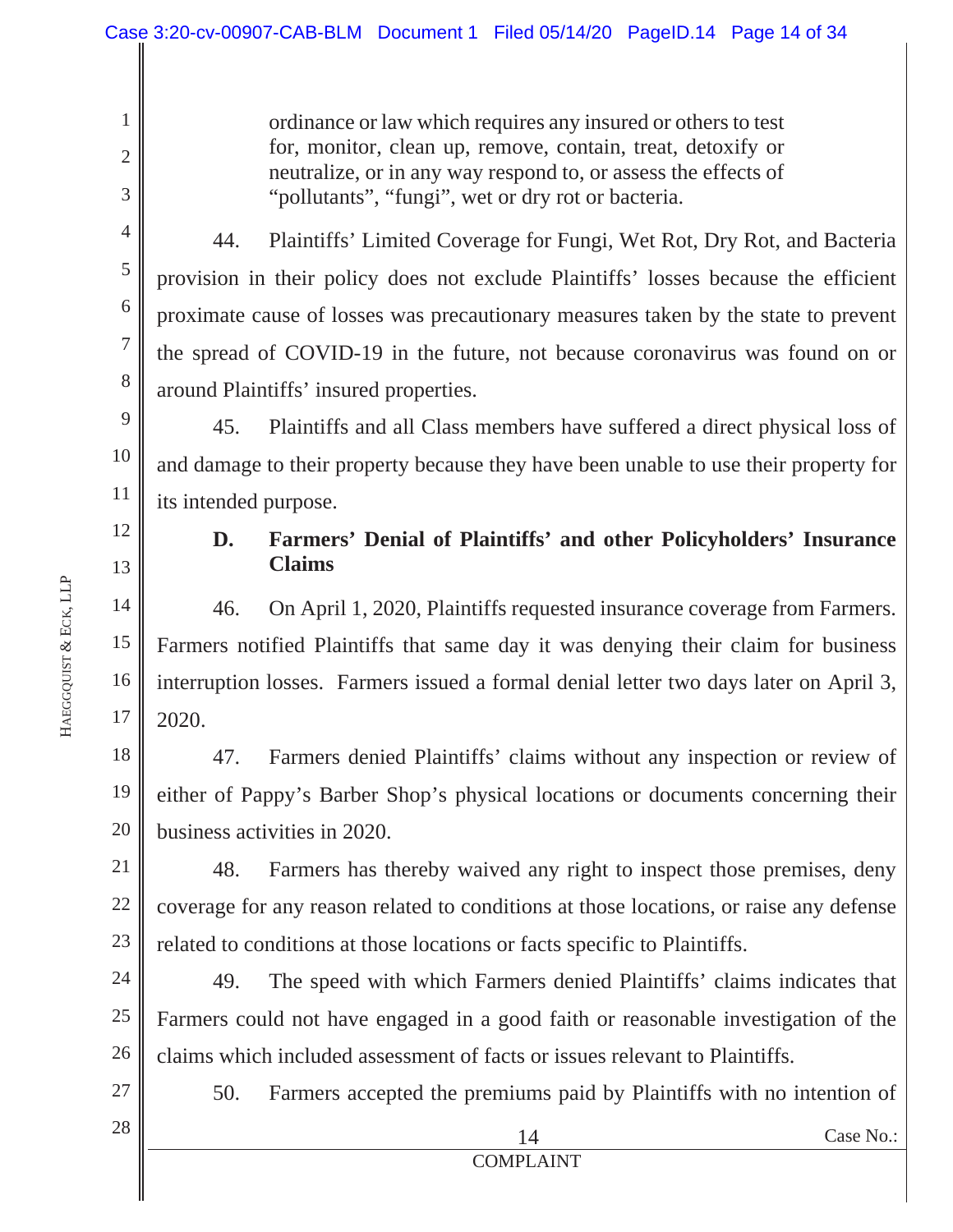> ordinance or law which requires any insured or others to test for, monitor, clean up, remove, contain, treat, detoxify or neutralize, or in any way respond to, or assess the effects of "pollutants", "fungi", wet or dry rot or bacteria.

44. Plaintiffs' Limited Coverage for Fungi, Wet Rot, Dry Rot, and Bacteria provision in their policy does not exclude Plaintiffs' losses because the efficient proximate cause of losses was precautionary measures taken by the state to prevent the spread of COVID-19 in the future, not because coronavirus was found on or around Plaintiffs' insured properties.

45. Plaintiffs and all Class members have suffered a direct physical loss of and damage to their property because they have been unable to use their property for its intended purpose.

### D. Farmers' Denial of Plaintiffs' and other Policyholders' Insurance Claims

46. On April 1, 2020, Plaintiffs requested insurance coverage from Farmers. Farmers notified Plaintiffs that same day it was denying their claim for business interruption losses. Farmers issued a formal denial letter two days later on April 3, 2020.

47. Farmers denied Plaintiffs' claims without any inspection or review of either of Pappy's Barber Shop's physical locations or documents concerning their business activities in 2020.

48. Farmers has thereby waived any right to inspect those premises, deny coverage for any reason related to conditions at those locations, or raise any defense related to conditions at those locations or facts specific to Plaintiffs.

49. The speed with which Farmers denied Plaintiffs' claims indicates that Farmers could not have engaged in a good faith or reasonable investigation of the claims which included assessment of facts or issues relevant to Plaintiffs.

50. Farmers accepted the premiums paid by Plaintiffs with no intention of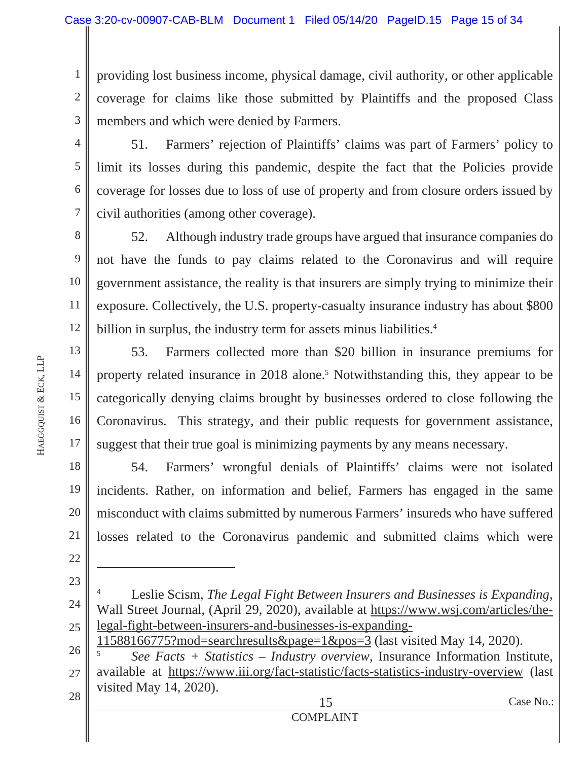providing lost business income, physical damage, civil authority, or other applicable coverage for claims like those submitted by Plaintiffs and the proposed Class members and which were denied by Farmers.

51. Farmers' rejection of Plaintiffs' claims was part of Farmers' policy to limit its losses during this pandemic, despite the fact that the Policies provide coverage for losses due to loss of use of property and from closure orders issued by civil authorities (among other coverage).

52. Although industry trade groups have argued that insurance companies do not have the funds to pay claims related to the Coronavirus and will require government assistance, the reality is that insurers are simply trying to minimize their exposure. Collectively, the U.S. property-casualty insurance industry has about $800 billion in surplus, the industry term for assets minus liabilities.[4]

53. Farmers collected more than $20 billion in insurance premiums for property related insurance in 2018 alone.[5] Notwithstanding this, they appear to be categorically denying claims brought by businesses ordered to close following the Coronavirus. This strategy, and their public requests for government assistance, suggest that their true goal is minimizing payments by any means necessary.

54. Farmers' wrongful denials of Plaintiffs' claims were not isolated incidents. Rather, on information and belief, Farmers has engaged in the same misconduct with claims submitted by numerous Farmers' insureds who have suffered losses related to the Coronavirus pandemic and submitted claims which were

---

[4] Leslie Scism, *The Legal Fight Between Insurers and Businesses is Expanding*, Wall Street Journal, (April 29, 2020), available at https://www.wsj.com/articles/the-legal-fight-between-insurers-and-businesses-is-expanding-11588166775?mod=searchresults&page=1&pos=3 (last visited May 14, 2020).

[5] *See Facts + Statistics – Industry overview*, Insurance Information Institute, available at https://www.iii.org/fact-statistic/facts-statistics-industry-overview (last visited May 14, 2020).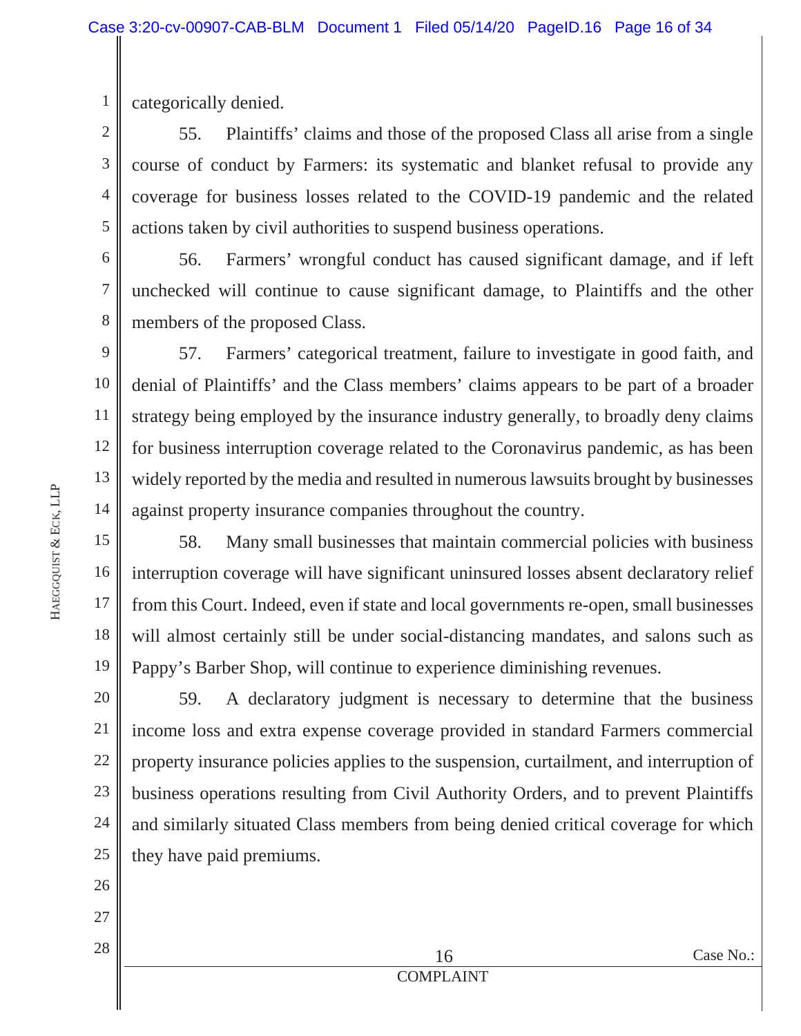categorically denied.

55. Plaintiffs' claims and those of the proposed Class all arise from a single course of conduct by Farmers: its systematic and blanket refusal to provide any coverage for business losses related to the COVID-19 pandemic and the related actions taken by civil authorities to suspend business operations.

56. Farmers' wrongful conduct has caused significant damage, and if left unchecked will continue to cause significant damage, to Plaintiffs and the other members of the proposed Class.

57. Farmers' categorical treatment, failure to investigate in good faith, and denial of Plaintiffs' and the Class members' claims appears to be part of a broader strategy being employed by the insurance industry generally, to broadly deny claims for business interruption coverage related to the Coronavirus pandemic, as has been widely reported by the media and resulted in numerous lawsuits brought by businesses against property insurance companies throughout the country.

58. Many small businesses that maintain commercial policies with business interruption coverage will have significant uninsured losses absent declaratory relief from this Court. Indeed, even if state and local governments re-open, small businesses will almost certainly still be under social-distancing mandates, and salons such as Pappy's Barber Shop, will continue to experience diminishing revenues.

59. A declaratory judgment is necessary to determine that the business income loss and extra expense coverage provided in standard Farmers commercial property insurance policies applies to the suspension, curtailment, and interruption of business operations resulting from Civil Authority Orders, and to prevent Plaintiffs and similarly situated Class members from being denied critical coverage for which they have paid premiums.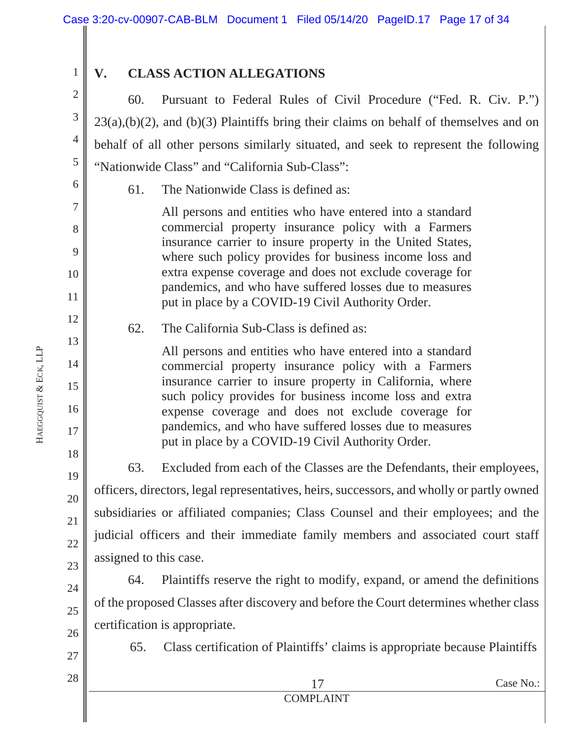## V. CLASS ACTION ALLEGATIONS

60. Pursuant to Federal Rules of Civil Procedure ("Fed. R. Civ. P.") 23(a),(b)(2), and (b)(3) Plaintiffs bring their claims on behalf of themselves and on behalf of all other persons similarly situated, and seek to represent the following "Nationwide Class" and "California Sub-Class":

61. The Nationwide Class is defined as:

> All persons and entities who have entered into a standard commercial property insurance policy with a Farmers insurance carrier to insure property in the United States, where such policy provides for business income loss and extra expense coverage and does not exclude coverage for pandemics, and who have suffered losses due to measures put in place by a COVID-19 Civil Authority Order.

62. The California Sub-Class is defined as:

> All persons and entities who have entered into a standard commercial property insurance policy with a Farmers insurance carrier to insure property in California, where such policy provides for business income loss and extra expense coverage and does not exclude coverage for pandemics, and who have suffered losses due to measures put in place by a COVID-19 Civil Authority Order.

63. Excluded from each of the Classes are the Defendants, their employees, officers, directors, legal representatives, heirs, successors, and wholly or partly owned subsidiaries or affiliated companies; Class Counsel and their employees; and the judicial officers and their immediate family members and associated court staff assigned to this case.

64. Plaintiffs reserve the right to modify, expand, or amend the definitions of the proposed Classes after discovery and before the Court determines whether class certification is appropriate.

65. Class certification of Plaintiffs' claims is appropriate because Plaintiffs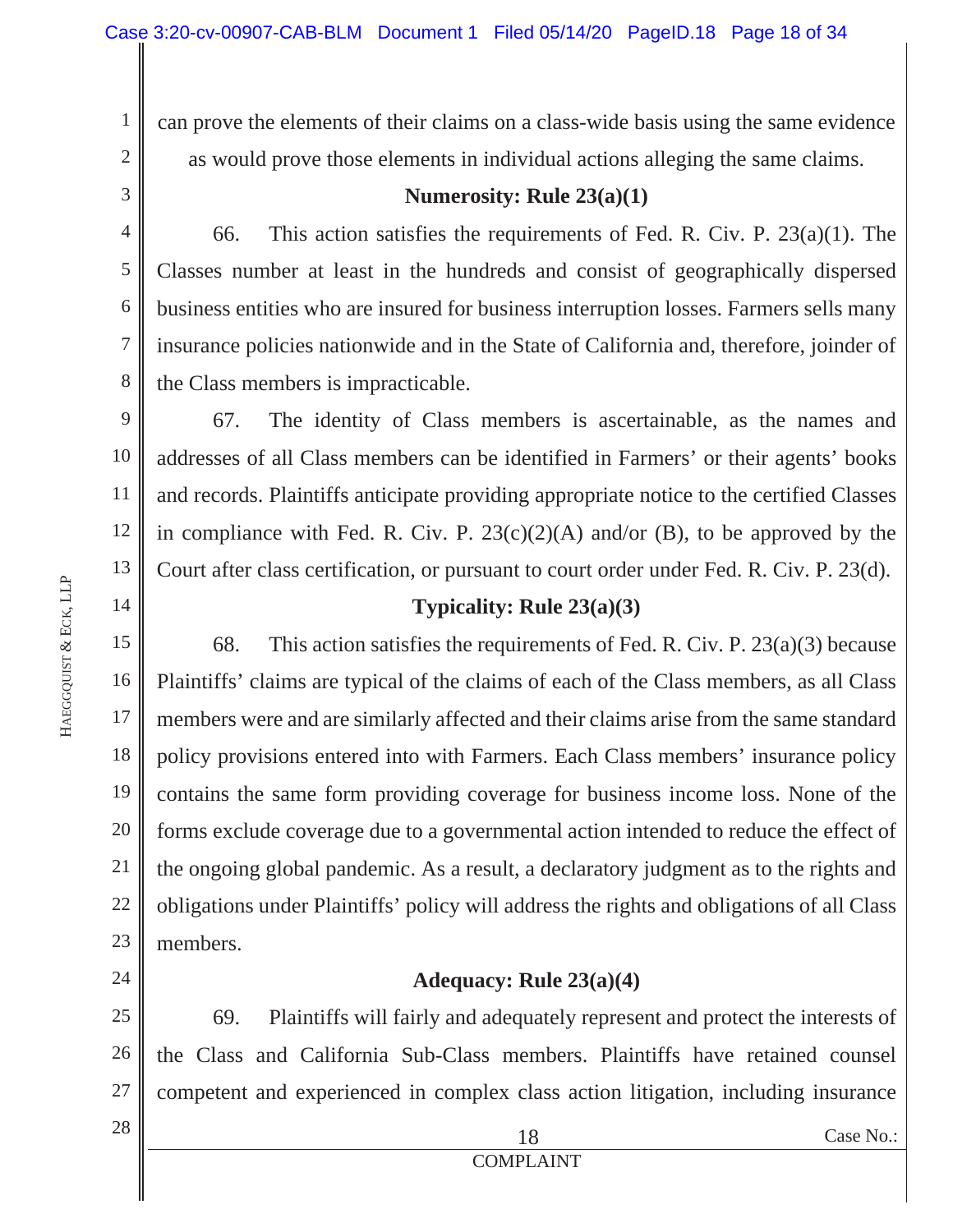can prove the elements of their claims on a class-wide basis using the same evidence as would prove those elements in individual actions alleging the same claims.

**Numerosity: Rule 23(a)(1)**

66. This action satisfies the requirements of Fed. R. Civ. P. 23(a)(1). The Classes number at least in the hundreds and consist of geographically dispersed business entities who are insured for business interruption losses. Farmers sells many insurance policies nationwide and in the State of California and, therefore, joinder of the Class members is impracticable.

67. The identity of Class members is ascertainable, as the names and addresses of all Class members can be identified in Farmers' or their agents' books and records. Plaintiffs anticipate providing appropriate notice to the certified Classes in compliance with Fed. R. Civ. P. 23(c)(2)(A) and/or (B), to be approved by the Court after class certification, or pursuant to court order under Fed. R. Civ. P. 23(d).

**Typicality: Rule 23(a)(3)**

68. This action satisfies the requirements of Fed. R. Civ. P. 23(a)(3) because Plaintiffs' claims are typical of the claims of each of the Class members, as all Class members were and are similarly affected and their claims arise from the same standard policy provisions entered into with Farmers. Each Class members' insurance policy contains the same form providing coverage for business income loss. None of the forms exclude coverage due to a governmental action intended to reduce the effect of the ongoing global pandemic. As a result, a declaratory judgment as to the rights and obligations under Plaintiffs' policy will address the rights and obligations of all Class members.

**Adequacy: Rule 23(a)(4)**

69. Plaintiffs will fairly and adequately represent and protect the interests of the Class and California Sub-Class members. Plaintiffs have retained counsel competent and experienced in complex class action litigation, including insurance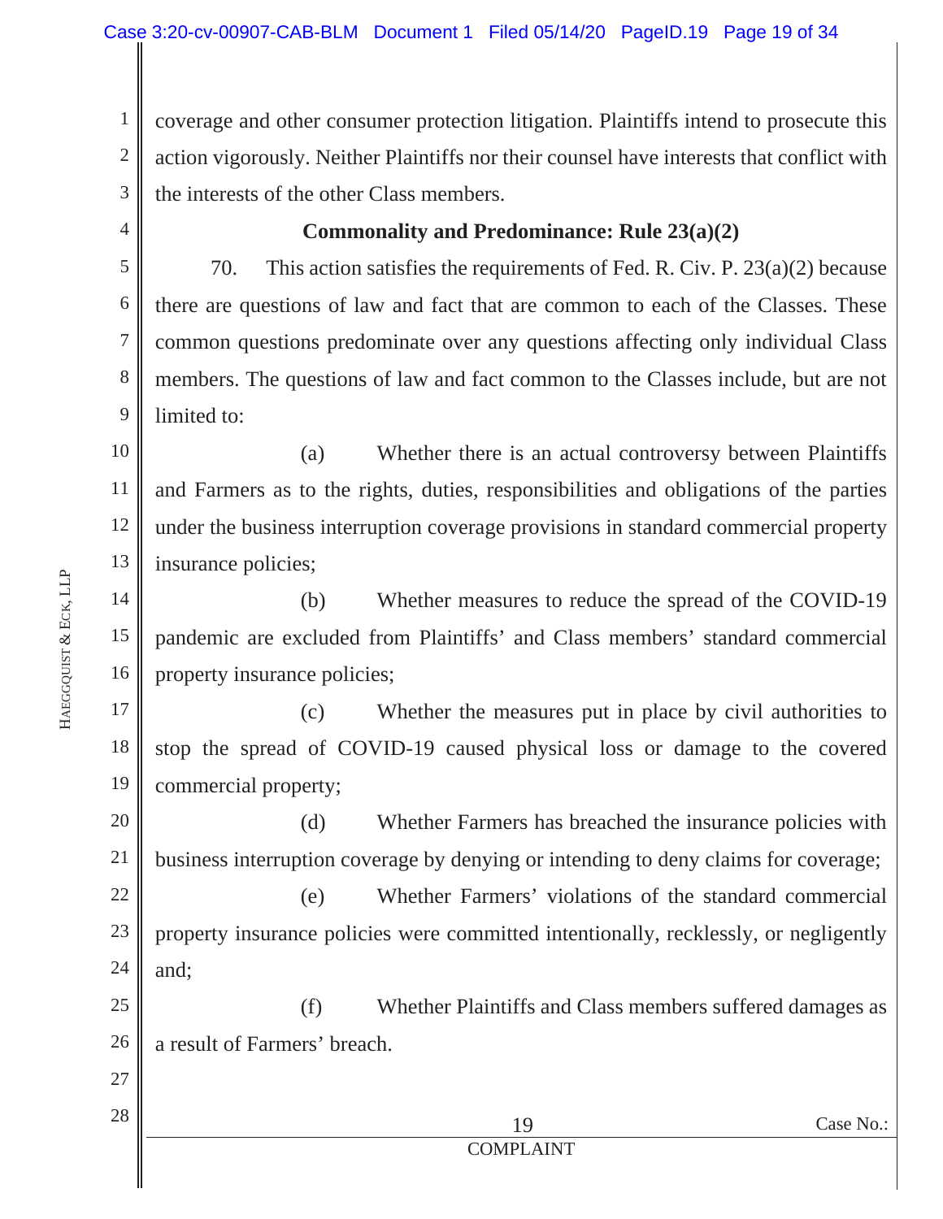coverage and other consumer protection litigation. Plaintiffs intend to prosecute this action vigorously. Neither Plaintiffs nor their counsel have interests that conflict with the interests of the other Class members.

**Commonality and Predominance: Rule 23(a)(2)**

70. This action satisfies the requirements of Fed. R. Civ. P. 23(a)(2) because there are questions of law and fact that are common to each of the Classes. These common questions predominate over any questions affecting only individual Class members. The questions of law and fact common to the Classes include, but are not limited to:

(a) Whether there is an actual controversy between Plaintiffs and Farmers as to the rights, duties, responsibilities and obligations of the parties under the business interruption coverage provisions in standard commercial property insurance policies;

(b) Whether measures to reduce the spread of the COVID-19 pandemic are excluded from Plaintiffs' and Class members' standard commercial property insurance policies;

(c) Whether the measures put in place by civil authorities to stop the spread of COVID-19 caused physical loss or damage to the covered commercial property;

(d) Whether Farmers has breached the insurance policies with business interruption coverage by denying or intending to deny claims for coverage;

(e) Whether Farmers' violations of the standard commercial property insurance policies were committed intentionally, recklessly, or negligently and;

(f) Whether Plaintiffs and Class members suffered damages as a result of Farmers' breach.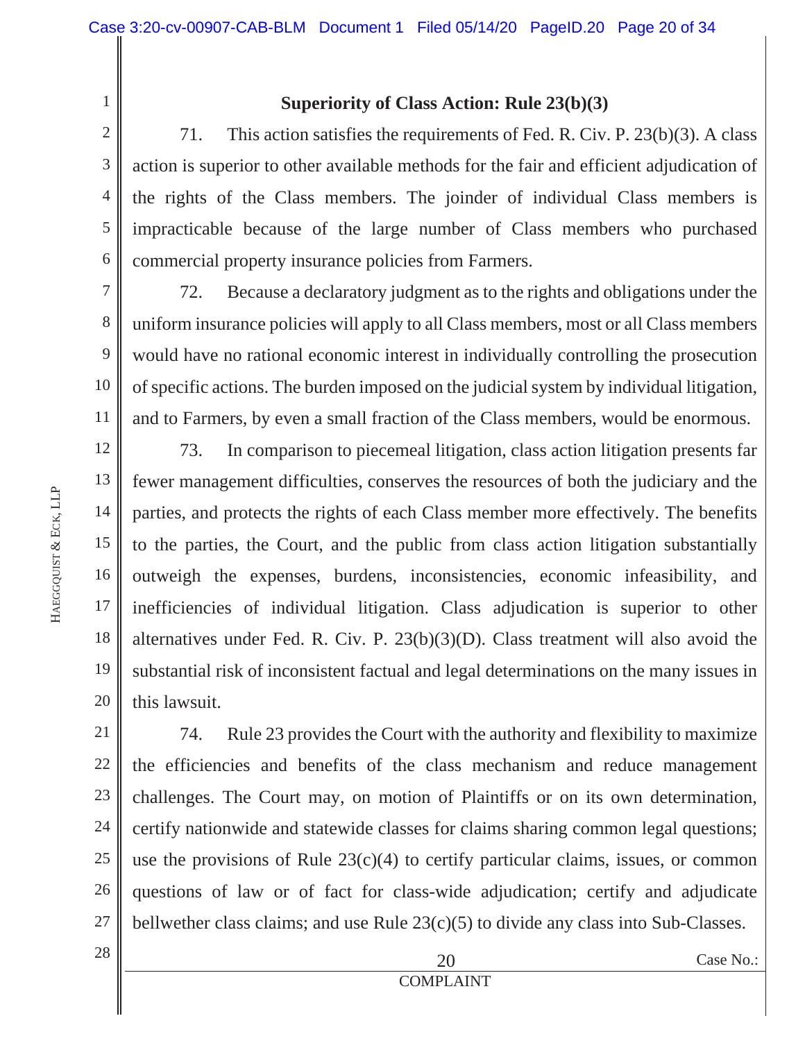**Superiority of Class Action: Rule 23(b)(3)**

71. This action satisfies the requirements of Fed. R. Civ. P. 23(b)(3). A class action is superior to other available methods for the fair and efficient adjudication of the rights of the Class members. The joinder of individual Class members is impracticable because of the large number of Class members who purchased commercial property insurance policies from Farmers.

72. Because a declaratory judgment as to the rights and obligations under the uniform insurance policies will apply to all Class members, most or all Class members would have no rational economic interest in individually controlling the prosecution of specific actions. The burden imposed on the judicial system by individual litigation, and to Farmers, by even a small fraction of the Class members, would be enormous.

73. In comparison to piecemeal litigation, class action litigation presents far fewer management difficulties, conserves the resources of both the judiciary and the parties, and protects the rights of each Class member more effectively. The benefits to the parties, the Court, and the public from class action litigation substantially outweigh the expenses, burdens, inconsistencies, economic infeasibility, and inefficiencies of individual litigation. Class adjudication is superior to other alternatives under Fed. R. Civ. P. 23(b)(3)(D). Class treatment will also avoid the substantial risk of inconsistent factual and legal determinations on the many issues in this lawsuit.

74. Rule 23 provides the Court with the authority and flexibility to maximize the efficiencies and benefits of the class mechanism and reduce management challenges. The Court may, on motion of Plaintiffs or on its own determination, certify nationwide and statewide classes for claims sharing common legal questions; use the provisions of Rule 23(c)(4) to certify particular claims, issues, or common questions of law or of fact for class-wide adjudication; certify and adjudicate bellwether class claims; and use Rule 23(c)(5) to divide any class into Sub-Classes.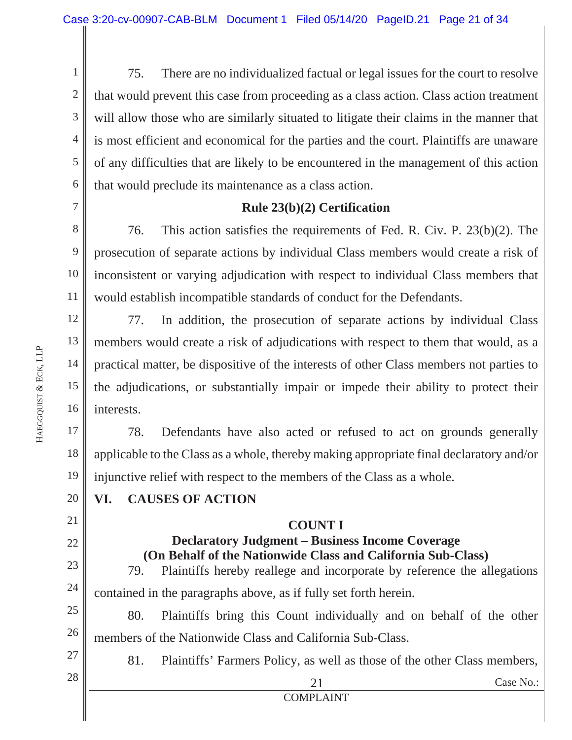75. There are no individualized factual or legal issues for the court to resolve that would prevent this case from proceeding as a class action. Class action treatment will allow those who are similarly situated to litigate their claims in the manner that is most efficient and economical for the parties and the court. Plaintiffs are unaware of any difficulties that are likely to be encountered in the management of this action that would preclude its maintenance as a class action.

**Rule 23(b)(2) Certification**

76. This action satisfies the requirements of Fed. R. Civ. P. 23(b)(2). The prosecution of separate actions by individual Class members would create a risk of inconsistent or varying adjudication with respect to individual Class members that would establish incompatible standards of conduct for the Defendants.

77. In addition, the prosecution of separate actions by individual Class members would create a risk of adjudications with respect to them that would, as a practical matter, be dispositive of the interests of other Class members not parties to the adjudications, or substantially impair or impede their ability to protect their interests.

78. Defendants have also acted or refused to act on grounds generally applicable to the Class as a whole, thereby making appropriate final declaratory and/or injunctive relief with respect to the members of the Class as a whole.

## VI. CAUSES OF ACTION

**COUNT I**

**Declaratory Judgment – Business Income Coverage**
**(On Behalf of the Nationwide Class and California Sub-Class)**

79. Plaintiffs hereby reallege and incorporate by reference the allegations contained in the paragraphs above, as if fully set forth herein.

80. Plaintiffs bring this Count individually and on behalf of the other members of the Nationwide Class and California Sub-Class.

81. Plaintiffs' Farmers Policy, as well as those of the other Class members,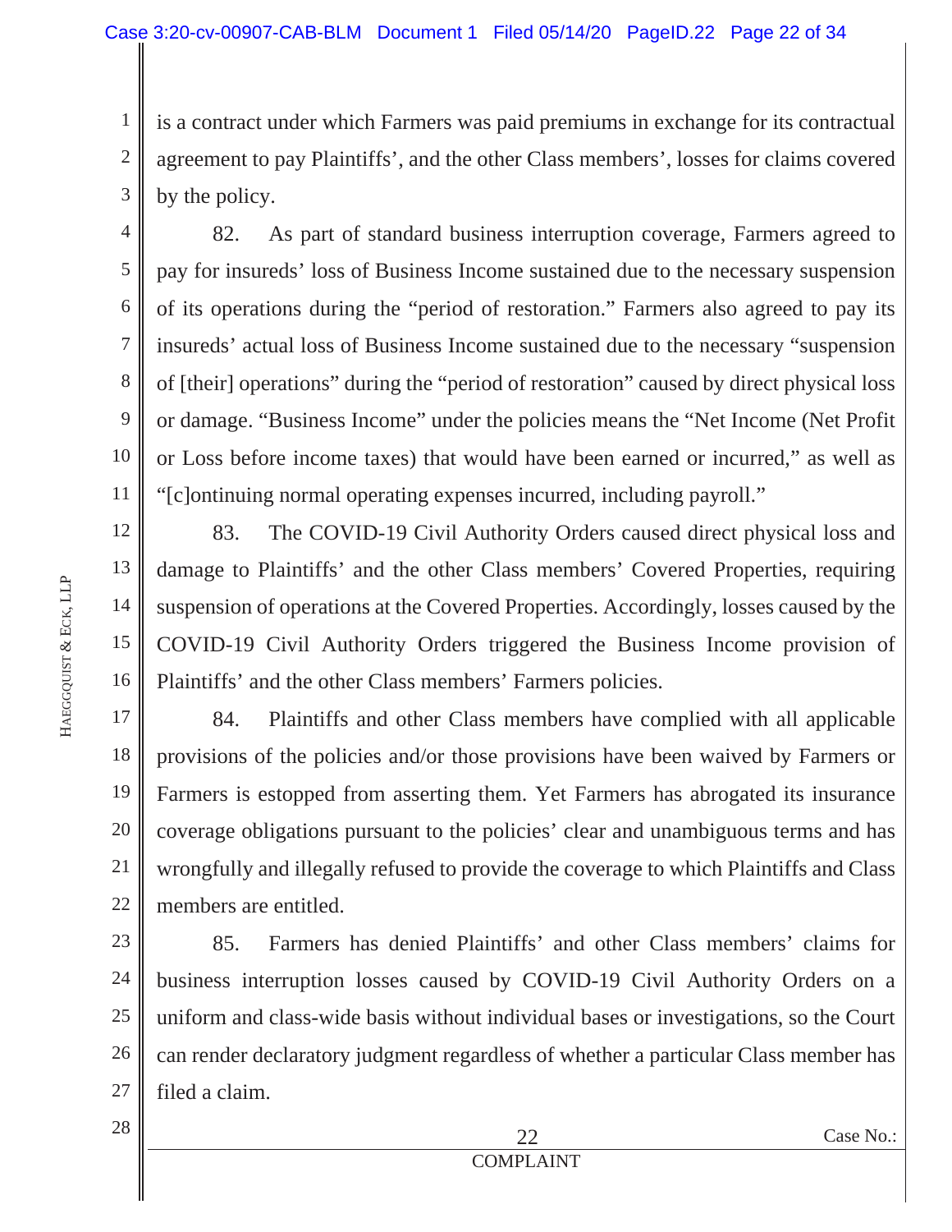is a contract under which Farmers was paid premiums in exchange for its contractual agreement to pay Plaintiffs', and the other Class members', losses for claims covered by the policy.

82. As part of standard business interruption coverage, Farmers agreed to pay for insureds' loss of Business Income sustained due to the necessary suspension of its operations during the "period of restoration." Farmers also agreed to pay its insureds' actual loss of Business Income sustained due to the necessary "suspension of [their] operations" during the "period of restoration" caused by direct physical loss or damage. "Business Income" under the policies means the "Net Income (Net Profit or Loss before income taxes) that would have been earned or incurred," as well as "[c]ontinuing normal operating expenses incurred, including payroll."

83. The COVID-19 Civil Authority Orders caused direct physical loss and damage to Plaintiffs' and the other Class members' Covered Properties, requiring suspension of operations at the Covered Properties. Accordingly, losses caused by the COVID-19 Civil Authority Orders triggered the Business Income provision of Plaintiffs' and the other Class members' Farmers policies.

84. Plaintiffs and other Class members have complied with all applicable provisions of the policies and/or those provisions have been waived by Farmers or Farmers is estopped from asserting them. Yet Farmers has abrogated its insurance coverage obligations pursuant to the policies' clear and unambiguous terms and has wrongfully and illegally refused to provide the coverage to which Plaintiffs and Class members are entitled.

85. Farmers has denied Plaintiffs' and other Class members' claims for business interruption losses caused by COVID-19 Civil Authority Orders on a uniform and class-wide basis without individual bases or investigations, so the Court can render declaratory judgment regardless of whether a particular Class member has filed a claim.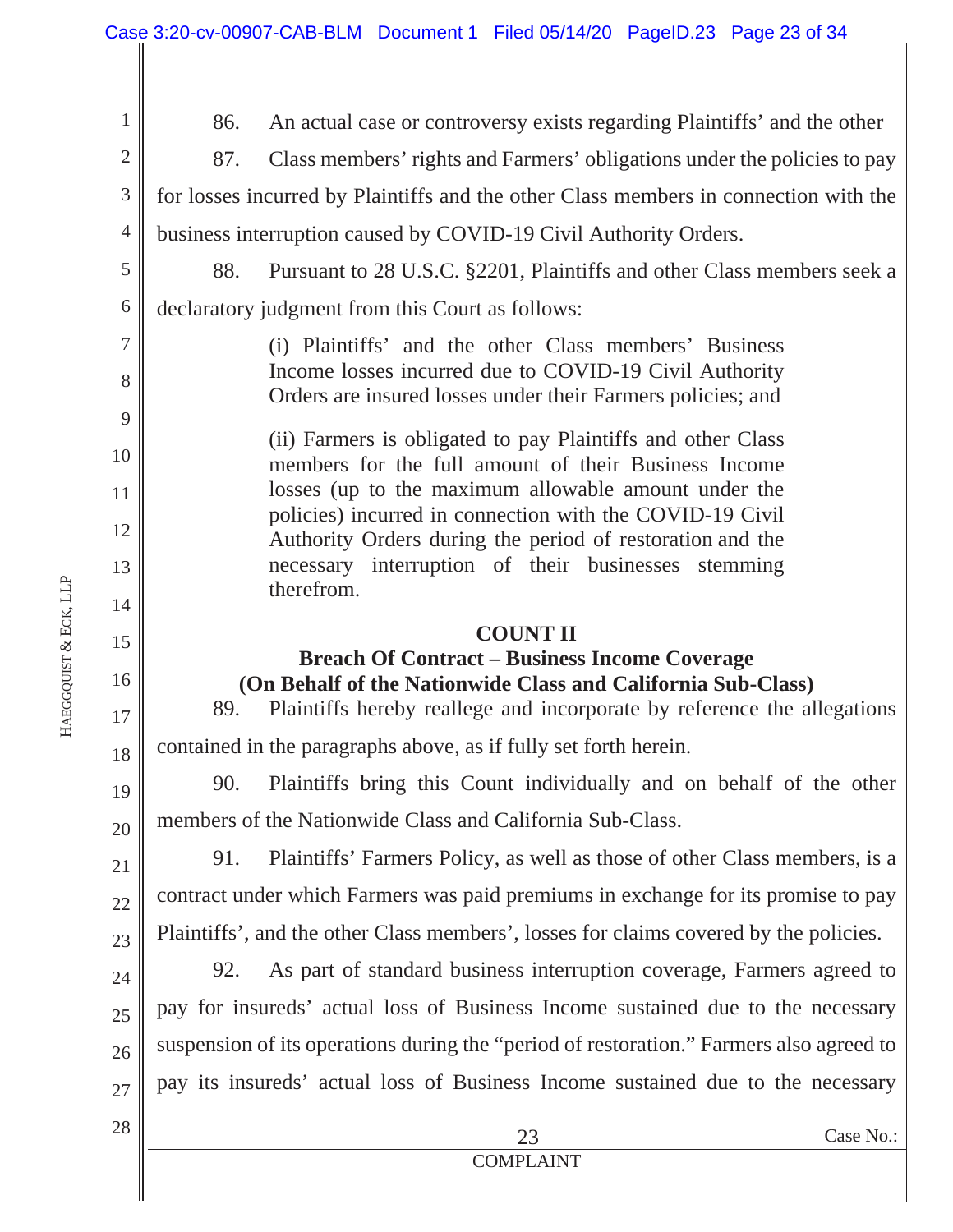86. An actual case or controversy exists regarding Plaintiffs' and the other

87. Class members' rights and Farmers' obligations under the policies to pay for losses incurred by Plaintiffs and the other Class members in connection with the business interruption caused by COVID-19 Civil Authority Orders.

88. Pursuant to 28 U.S.C. §2201, Plaintiffs and other Class members seek a declaratory judgment from this Court as follows:

> (i) Plaintiffs' and the other Class members' Business Income losses incurred due to COVID-19 Civil Authority Orders are insured losses under their Farmers policies; and
>
> (ii) Farmers is obligated to pay Plaintiffs and other Class members for the full amount of their Business Income losses (up to the maximum allowable amount under the policies) incurred in connection with the COVID-19 Civil Authority Orders during the period of restoration and the necessary interruption of their businesses stemming therefrom.

## COUNT II
### Breach Of Contract – Business Income Coverage
### (On Behalf of the Nationwide Class and California Sub-Class)

89. Plaintiffs hereby reallege and incorporate by reference the allegations contained in the paragraphs above, as if fully set forth herein.

90. Plaintiffs bring this Count individually and on behalf of the other members of the Nationwide Class and California Sub-Class.

91. Plaintiffs' Farmers Policy, as well as those of other Class members, is a contract under which Farmers was paid premiums in exchange for its promise to pay Plaintiffs', and the other Class members', losses for claims covered by the policies.

92. As part of standard business interruption coverage, Farmers agreed to pay for insureds' actual loss of Business Income sustained due to the necessary suspension of its operations during the "period of restoration." Farmers also agreed to pay its insureds' actual loss of Business Income sustained due to the necessary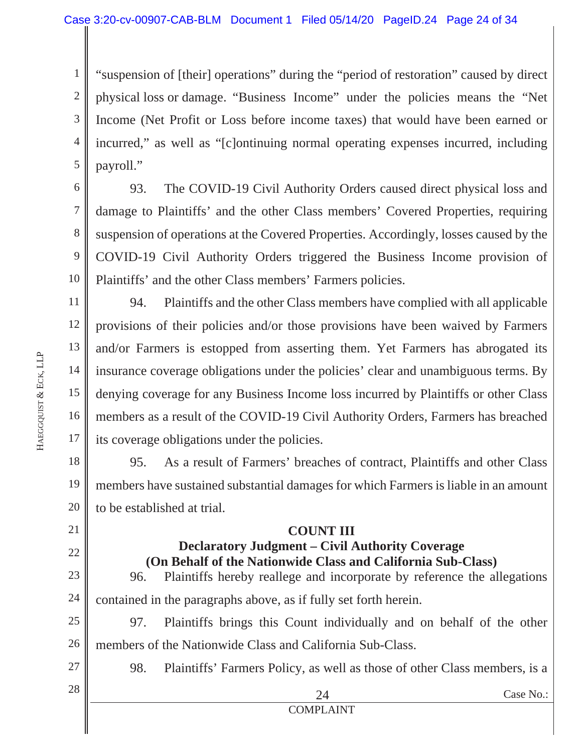"suspension of [their] operations" during the "period of restoration" caused by direct physical loss or damage. "Business Income" under the policies means the "Net Income (Net Profit or Loss before income taxes) that would have been earned or incurred," as well as "[c]ontinuing normal operating expenses incurred, including payroll."

93. The COVID-19 Civil Authority Orders caused direct physical loss and damage to Plaintiffs' and the other Class members' Covered Properties, requiring suspension of operations at the Covered Properties. Accordingly, losses caused by the COVID-19 Civil Authority Orders triggered the Business Income provision of Plaintiffs' and the other Class members' Farmers policies.

94. Plaintiffs and the other Class members have complied with all applicable provisions of their policies and/or those provisions have been waived by Farmers and/or Farmers is estopped from asserting them. Yet Farmers has abrogated its insurance coverage obligations under the policies' clear and unambiguous terms. By denying coverage for any Business Income loss incurred by Plaintiffs or other Class members as a result of the COVID-19 Civil Authority Orders, Farmers has breached its coverage obligations under the policies.

95. As a result of Farmers' breaches of contract, Plaintiffs and other Class members have sustained substantial damages for which Farmers is liable in an amount to be established at trial.

**COUNT III**

**Declaratory Judgment – Civil Authority Coverage**

**(On Behalf of the Nationwide Class and California Sub-Class)**

96. Plaintiffs hereby reallege and incorporate by reference the allegations contained in the paragraphs above, as if fully set forth herein.

97. Plaintiffs brings this Count individually and on behalf of the other members of the Nationwide Class and California Sub-Class.

98. Plaintiffs' Farmers Policy, as well as those of other Class members, is a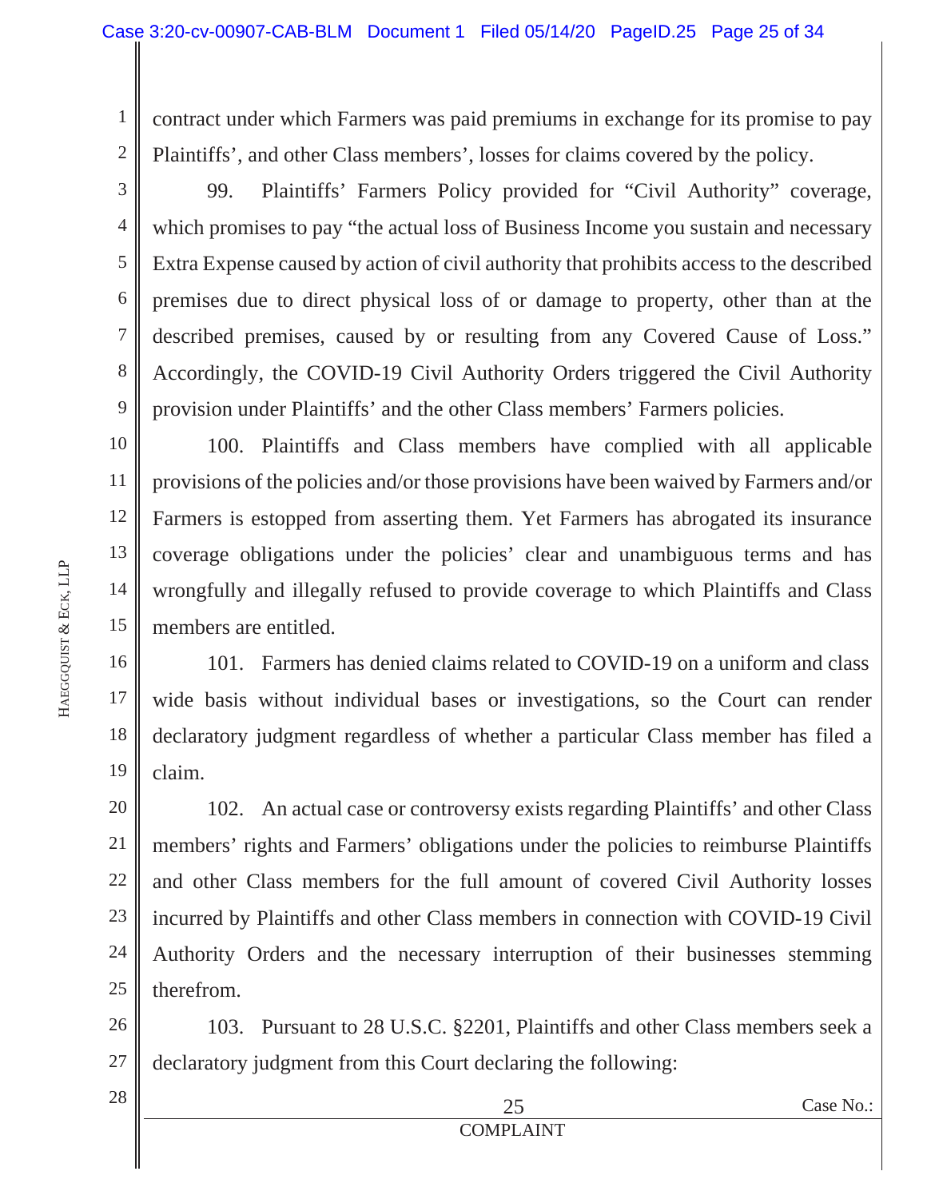contract under which Farmers was paid premiums in exchange for its promise to pay Plaintiffs', and other Class members', losses for claims covered by the policy.

99. Plaintiffs' Farmers Policy provided for "Civil Authority" coverage, which promises to pay "the actual loss of Business Income you sustain and necessary Extra Expense caused by action of civil authority that prohibits access to the described premises due to direct physical loss of or damage to property, other than at the described premises, caused by or resulting from any Covered Cause of Loss." Accordingly, the COVID-19 Civil Authority Orders triggered the Civil Authority provision under Plaintiffs' and the other Class members' Farmers policies.

100. Plaintiffs and Class members have complied with all applicable provisions of the policies and/or those provisions have been waived by Farmers and/or Farmers is estopped from asserting them. Yet Farmers has abrogated its insurance coverage obligations under the policies' clear and unambiguous terms and has wrongfully and illegally refused to provide coverage to which Plaintiffs and Class members are entitled.

101. Farmers has denied claims related to COVID-19 on a uniform and class wide basis without individual bases or investigations, so the Court can render declaratory judgment regardless of whether a particular Class member has filed a claim.

102. An actual case or controversy exists regarding Plaintiffs' and other Class members' rights and Farmers' obligations under the policies to reimburse Plaintiffs and other Class members for the full amount of covered Civil Authority losses incurred by Plaintiffs and other Class members in connection with COVID-19 Civil Authority Orders and the necessary interruption of their businesses stemming therefrom.

103. Pursuant to 28 U.S.C. §2201, Plaintiffs and other Class members seek a declaratory judgment from this Court declaring the following: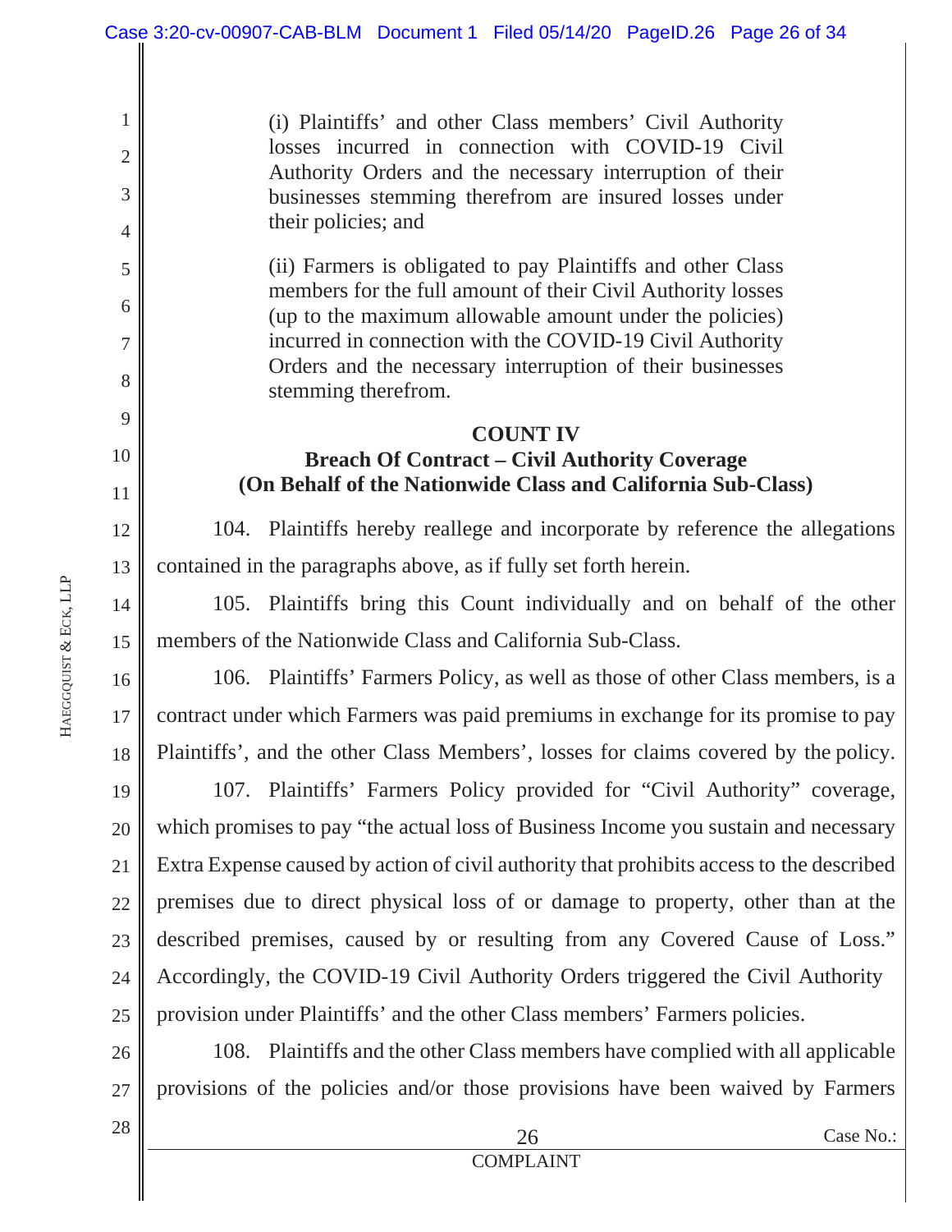(i) Plaintiffs' and other Class members' Civil Authority losses incurred in connection with COVID-19 Civil Authority Orders and the necessary interruption of their businesses stemming therefrom are insured losses under their policies; and

(ii) Farmers is obligated to pay Plaintiffs and other Class members for the full amount of their Civil Authority losses (up to the maximum allowable amount under the policies) incurred in connection with the COVID-19 Civil Authority Orders and the necessary interruption of their businesses stemming therefrom.

**COUNT IV**
**Breach Of Contract – Civil Authority Coverage**
**(On Behalf of the Nationwide Class and California Sub-Class)**

104. Plaintiffs hereby reallege and incorporate by reference the allegations contained in the paragraphs above, as if fully set forth herein.

105. Plaintiffs bring this Count individually and on behalf of the other members of the Nationwide Class and California Sub-Class.

106. Plaintiffs' Farmers Policy, as well as those of other Class members, is a contract under which Farmers was paid premiums in exchange for its promise to pay Plaintiffs', and the other Class Members', losses for claims covered by the policy.

107. Plaintiffs' Farmers Policy provided for "Civil Authority" coverage, which promises to pay "the actual loss of Business Income you sustain and necessary Extra Expense caused by action of civil authority that prohibits access to the described premises due to direct physical loss of or damage to property, other than at the described premises, caused by or resulting from any Covered Cause of Loss." Accordingly, the COVID-19 Civil Authority Orders triggered the Civil Authority provision under Plaintiffs' and the other Class members' Farmers policies.

108. Plaintiffs and the other Class members have complied with all applicable provisions of the policies and/or those provisions have been waived by Farmers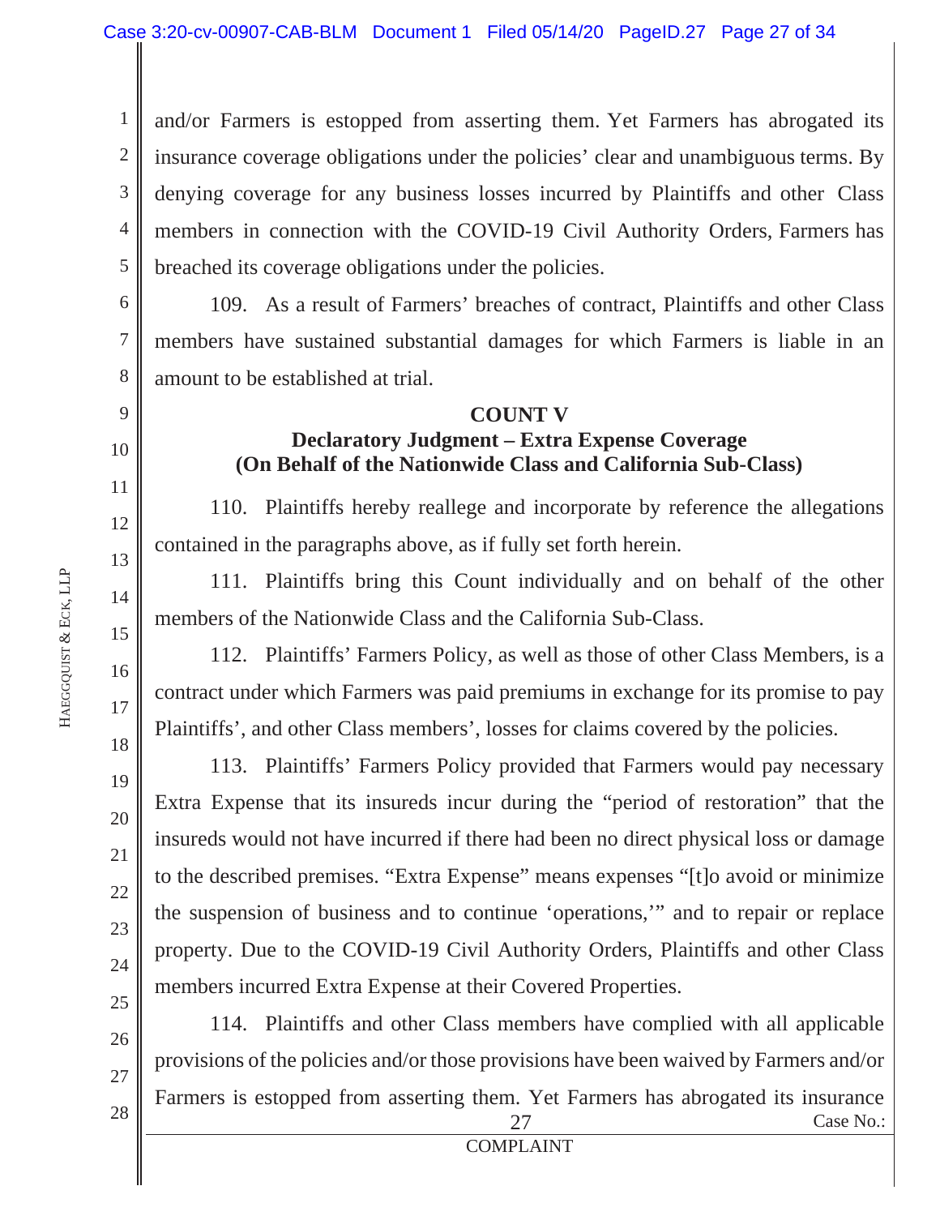and/or Farmers is estopped from asserting them. Yet Farmers has abrogated its insurance coverage obligations under the policies' clear and unambiguous terms. By denying coverage for any business losses incurred by Plaintiffs and other Class members in connection with the COVID-19 Civil Authority Orders, Farmers has breached its coverage obligations under the policies.

109. As a result of Farmers' breaches of contract, Plaintiffs and other Class members have sustained substantial damages for which Farmers is liable in an amount to be established at trial.

**COUNT V**

**Declaratory Judgment – Extra Expense Coverage**
**(On Behalf of the Nationwide Class and California Sub-Class)**

110. Plaintiffs hereby reallege and incorporate by reference the allegations contained in the paragraphs above, as if fully set forth herein.

111. Plaintiffs bring this Count individually and on behalf of the other members of the Nationwide Class and the California Sub-Class.

112. Plaintiffs' Farmers Policy, as well as those of other Class Members, is a contract under which Farmers was paid premiums in exchange for its promise to pay Plaintiffs', and other Class members', losses for claims covered by the policies.

113. Plaintiffs' Farmers Policy provided that Farmers would pay necessary Extra Expense that its insureds incur during the "period of restoration" that the insureds would not have incurred if there had been no direct physical loss or damage to the described premises. "Extra Expense" means expenses "[t]o avoid or minimize the suspension of business and to continue 'operations,'" and to repair or replace property. Due to the COVID-19 Civil Authority Orders, Plaintiffs and other Class members incurred Extra Expense at their Covered Properties.

114. Plaintiffs and other Class members have complied with all applicable provisions of the policies and/or those provisions have been waived by Farmers and/or Farmers is estopped from asserting them. Yet Farmers has abrogated its insurance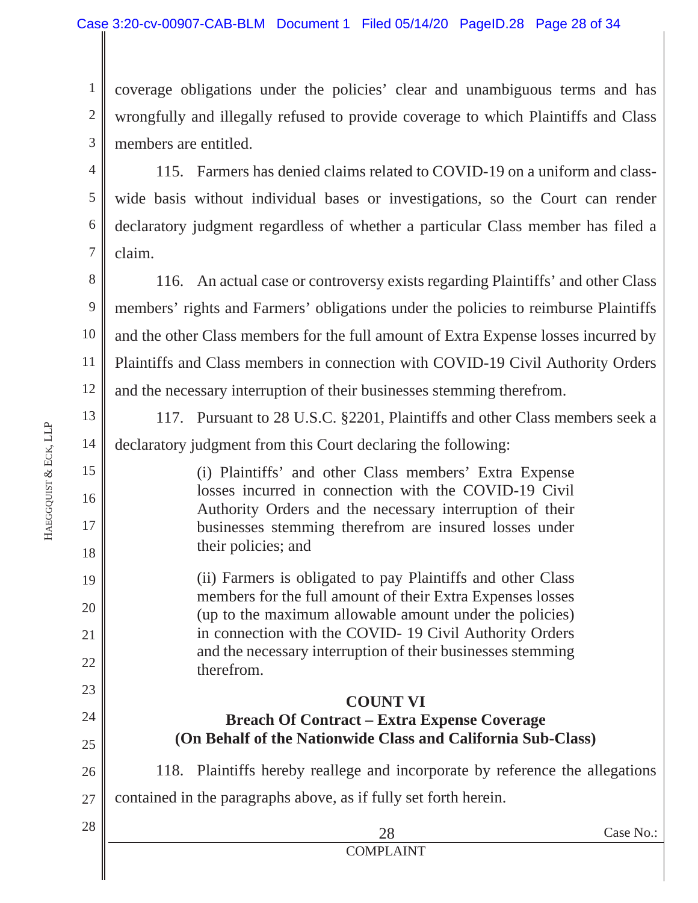coverage obligations under the policies' clear and unambiguous terms and has wrongfully and illegally refused to provide coverage to which Plaintiffs and Class members are entitled.

115. Farmers has denied claims related to COVID-19 on a uniform and class-wide basis without individual bases or investigations, so the Court can render declaratory judgment regardless of whether a particular Class member has filed a claim.

116. An actual case or controversy exists regarding Plaintiffs' and other Class members' rights and Farmers' obligations under the policies to reimburse Plaintiffs and the other Class members for the full amount of Extra Expense losses incurred by Plaintiffs and Class members in connection with COVID-19 Civil Authority Orders and the necessary interruption of their businesses stemming therefrom.

117. Pursuant to 28 U.S.C. §2201, Plaintiffs and other Class members seek a declaratory judgment from this Court declaring the following:

> (i) Plaintiffs' and other Class members' Extra Expense losses incurred in connection with the COVID-19 Civil Authority Orders and the necessary interruption of their businesses stemming therefrom are insured losses under their policies; and
>
> (ii) Farmers is obligated to pay Plaintiffs and other Class members for the full amount of their Extra Expenses losses (up to the maximum allowable amount under the policies) in connection with the COVID- 19 Civil Authority Orders and the necessary interruption of their businesses stemming therefrom.

**COUNT VI**
**Breach Of Contract – Extra Expense Coverage**
**(On Behalf of the Nationwide Class and California Sub-Class)**

118. Plaintiffs hereby reallege and incorporate by reference the allegations contained in the paragraphs above, as if fully set forth herein.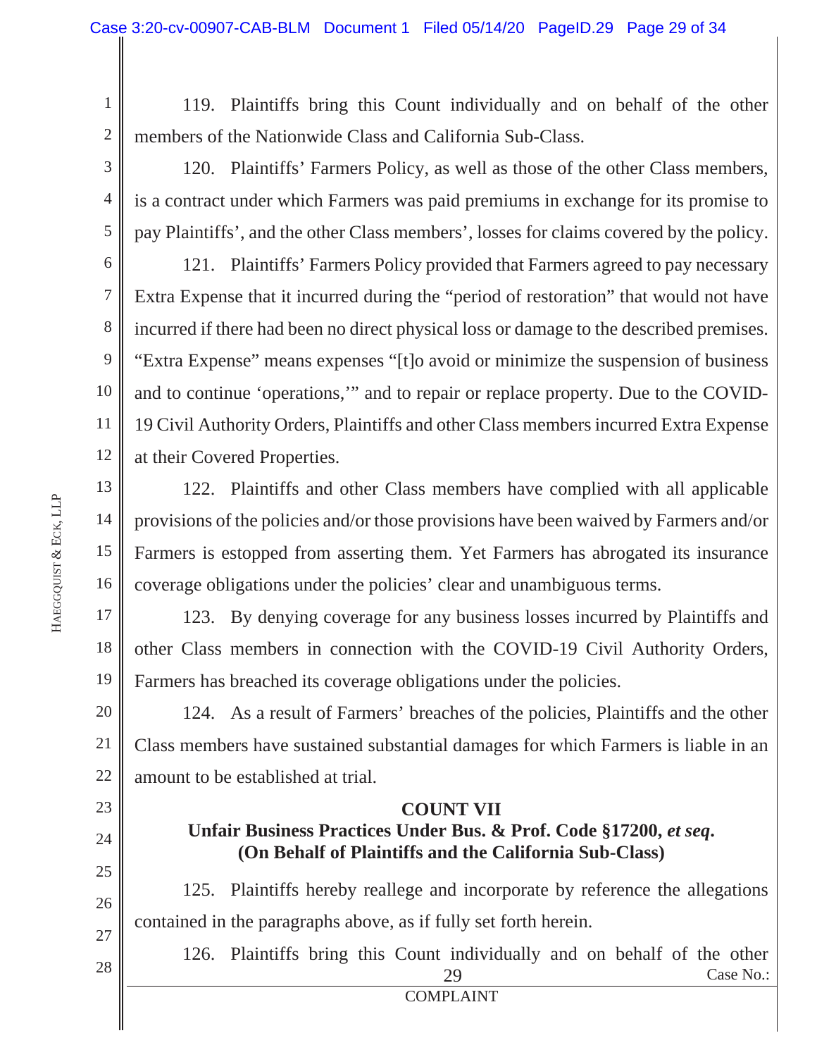119. Plaintiffs bring this Count individually and on behalf of the other members of the Nationwide Class and California Sub-Class.

120. Plaintiffs' Farmers Policy, as well as those of the other Class members, is a contract under which Farmers was paid premiums in exchange for its promise to pay Plaintiffs', and the other Class members', losses for claims covered by the policy.

121. Plaintiffs' Farmers Policy provided that Farmers agreed to pay necessary Extra Expense that it incurred during the "period of restoration" that would not have incurred if there had been no direct physical loss or damage to the described premises. "Extra Expense" means expenses "[t]o avoid or minimize the suspension of business and to continue 'operations,'" and to repair or replace property. Due to the COVID-19 Civil Authority Orders, Plaintiffs and other Class members incurred Extra Expense at their Covered Properties.

122. Plaintiffs and other Class members have complied with all applicable provisions of the policies and/or those provisions have been waived by Farmers and/or Farmers is estopped from asserting them. Yet Farmers has abrogated its insurance coverage obligations under the policies' clear and unambiguous terms.

123. By denying coverage for any business losses incurred by Plaintiffs and other Class members in connection with the COVID-19 Civil Authority Orders, Farmers has breached its coverage obligations under the policies.

124. As a result of Farmers' breaches of the policies, Plaintiffs and the other Class members have sustained substantial damages for which Farmers is liable in an amount to be established at trial.

## COUNT VII
### Unfair Business Practices Under Bus. & Prof. Code §17200, *et seq*.
### (On Behalf of Plaintiffs and the California Sub-Class)

125. Plaintiffs hereby reallege and incorporate by reference the allegations contained in the paragraphs above, as if fully set forth herein.

126. Plaintiffs bring this Count individually and on behalf of the other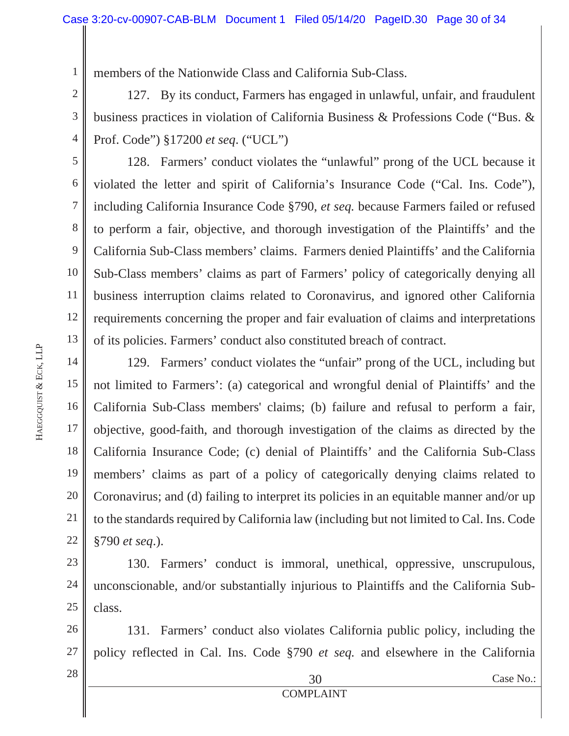members of the Nationwide Class and California Sub-Class.

127. By its conduct, Farmers has engaged in unlawful, unfair, and fraudulent business practices in violation of California Business & Professions Code ("Bus. & Prof. Code") §17200 *et seq*. ("UCL")

128. Farmers' conduct violates the "unlawful" prong of the UCL because it violated the letter and spirit of California's Insurance Code ("Cal. Ins. Code"), including California Insurance Code §790, *et seq.* because Farmers failed or refused to perform a fair, objective, and thorough investigation of the Plaintiffs' and the California Sub-Class members' claims. Farmers denied Plaintiffs' and the California Sub-Class members' claims as part of Farmers' policy of categorically denying all business interruption claims related to Coronavirus, and ignored other California requirements concerning the proper and fair evaluation of claims and interpretations of its policies. Farmers' conduct also constituted breach of contract.

129. Farmers' conduct violates the "unfair" prong of the UCL, including but not limited to Farmers': (a) categorical and wrongful denial of Plaintiffs' and the California Sub-Class members' claims; (b) failure and refusal to perform a fair, objective, good-faith, and thorough investigation of the claims as directed by the California Insurance Code; (c) denial of Plaintiffs' and the California Sub-Class members' claims as part of a policy of categorically denying claims related to Coronavirus; and (d) failing to interpret its policies in an equitable manner and/or up to the standards required by California law (including but not limited to Cal. Ins. Code §790 *et seq*.).

130. Farmers' conduct is immoral, unethical, oppressive, unscrupulous, unconscionable, and/or substantially injurious to Plaintiffs and the California Sub-class.

131. Farmers' conduct also violates California public policy, including the policy reflected in Cal. Ins. Code §790 *et seq.* and elsewhere in the California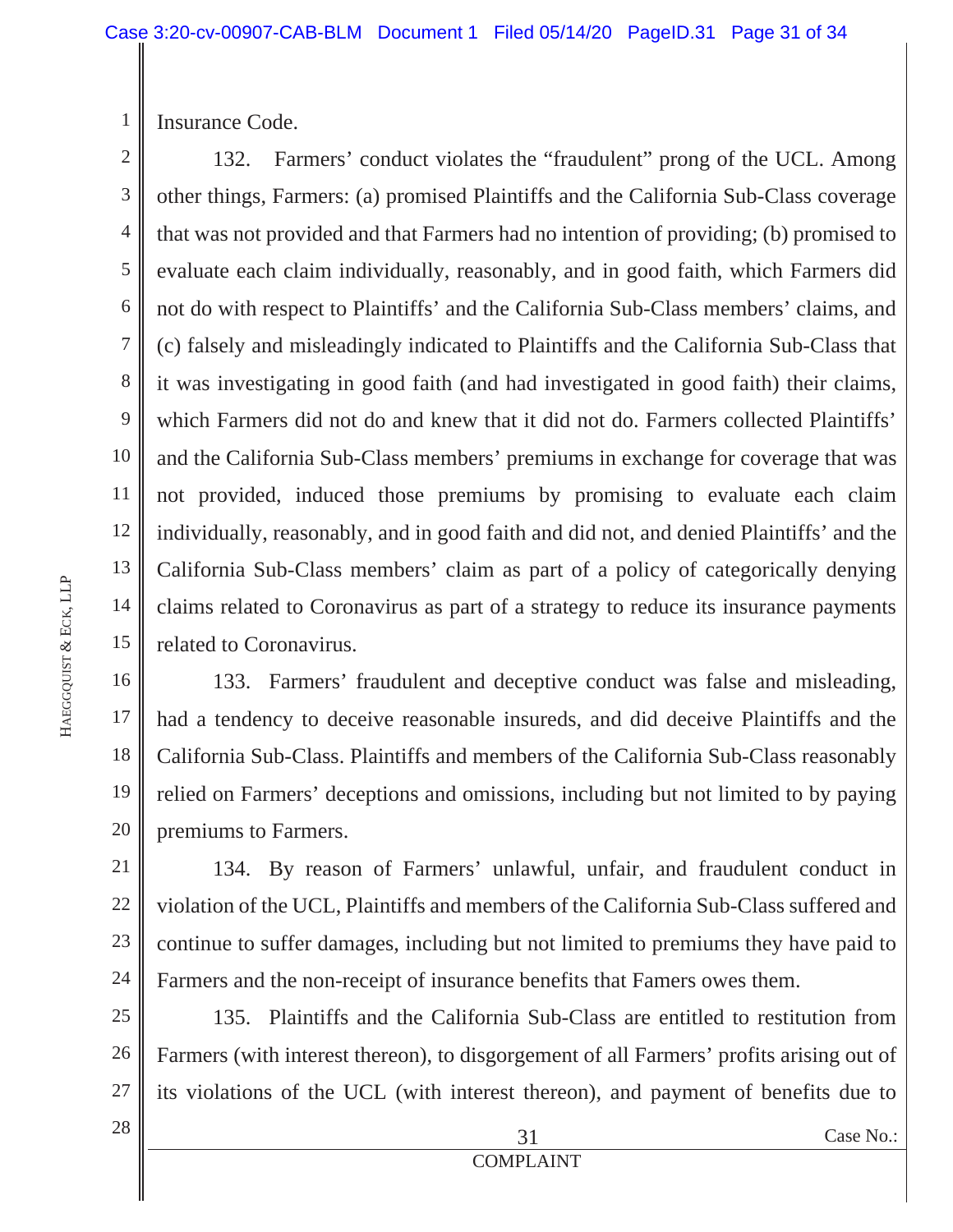Insurance Code.

132. Farmers' conduct violates the "fraudulent" prong of the UCL. Among other things, Farmers: (a) promised Plaintiffs and the California Sub-Class coverage that was not provided and that Farmers had no intention of providing; (b) promised to evaluate each claim individually, reasonably, and in good faith, which Farmers did not do with respect to Plaintiffs' and the California Sub-Class members' claims, and (c) falsely and misleadingly indicated to Plaintiffs and the California Sub-Class that it was investigating in good faith (and had investigated in good faith) their claims, which Farmers did not do and knew that it did not do. Farmers collected Plaintiffs' and the California Sub-Class members' premiums in exchange for coverage that was not provided, induced those premiums by promising to evaluate each claim individually, reasonably, and in good faith and did not, and denied Plaintiffs' and the California Sub-Class members' claim as part of a policy of categorically denying claims related to Coronavirus as part of a strategy to reduce its insurance payments related to Coronavirus.

133. Farmers' fraudulent and deceptive conduct was false and misleading, had a tendency to deceive reasonable insureds, and did deceive Plaintiffs and the California Sub-Class. Plaintiffs and members of the California Sub-Class reasonably relied on Farmers' deceptions and omissions, including but not limited to by paying premiums to Farmers.

134. By reason of Farmers' unlawful, unfair, and fraudulent conduct in violation of the UCL, Plaintiffs and members of the California Sub-Class suffered and continue to suffer damages, including but not limited to premiums they have paid to Farmers and the non-receipt of insurance benefits that Famers owes them.

135. Plaintiffs and the California Sub-Class are entitled to restitution from Farmers (with interest thereon), to disgorgement of all Farmers' profits arising out of its violations of the UCL (with interest thereon), and payment of benefits due to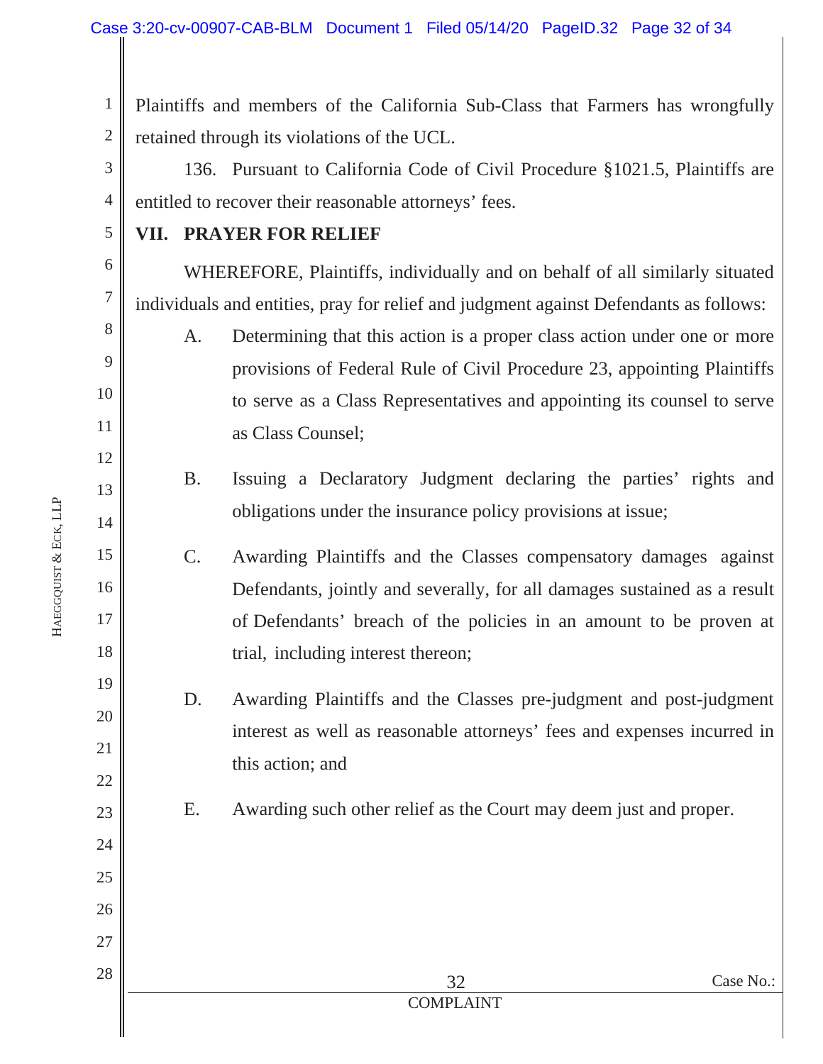Plaintiffs and members of the California Sub-Class that Farmers has wrongfully retained through its violations of the UCL.

136. Pursuant to California Code of Civil Procedure §1021.5, Plaintiffs are entitled to recover their reasonable attorneys' fees.

## VII. PRAYER FOR RELIEF

WHEREFORE, Plaintiffs, individually and on behalf of all similarly situated individuals and entities, pray for relief and judgment against Defendants as follows:

A. Determining that this action is a proper class action under one or more provisions of Federal Rule of Civil Procedure 23, appointing Plaintiffs to serve as a Class Representatives and appointing its counsel to serve as Class Counsel;

B. Issuing a Declaratory Judgment declaring the parties' rights and obligations under the insurance policy provisions at issue;

C. Awarding Plaintiffs and the Classes compensatory damages against Defendants, jointly and severally, for all damages sustained as a result of Defendants' breach of the policies in an amount to be proven at trial, including interest thereon;

D. Awarding Plaintiffs and the Classes pre-judgment and post-judgment interest as well as reasonable attorneys' fees and expenses incurred in this action; and

E. Awarding such other relief as the Court may deem just and proper.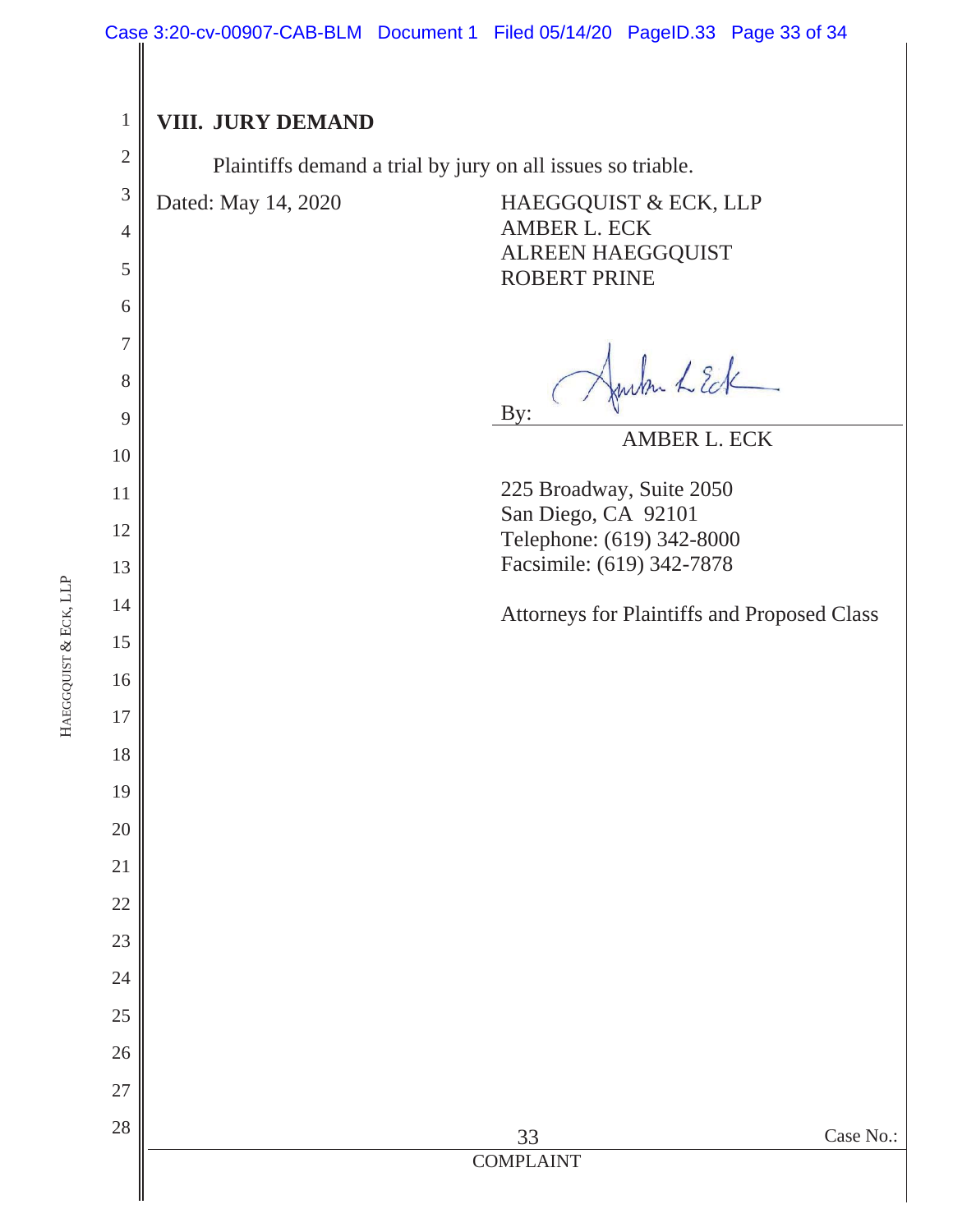## VIII. JURY DEMAND

Plaintiffs demand a trial by jury on all issues so triable.

Dated: May 14, 2020

HAEGGQUIST & ECK, LLP
AMBER L. ECK
ALREEN HAEGGQUIST
ROBERT PRINE

By: ______________________
AMBER L. ECK

225 Broadway, Suite 2050
San Diego, CA 92101
Telephone: (619) 342-8000
Facsimile: (619) 342-7878

Attorneys for Plaintiffs and Proposed Class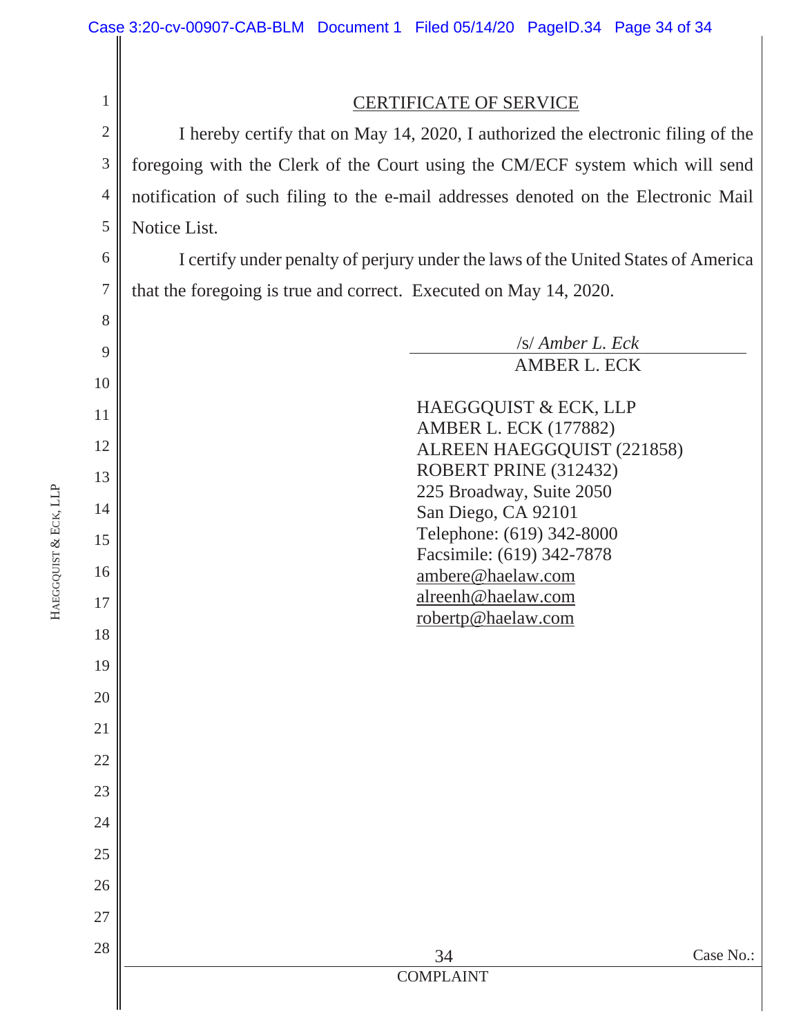## CERTIFICATE OF SERVICE

I hereby certify that on May 14, 2020, I authorized the electronic filing of the foregoing with the Clerk of the Court using the CM/ECF system which will send notification of such filing to the e-mail addresses denoted on the Electronic Mail Notice List.

I certify under penalty of perjury under the laws of the United States of America that the foregoing is true and correct. Executed on May 14, 2020.

/s/ *Amber L. Eck*
AMBER L. ECK

HAEGGQUIST & ECK, LLP
AMBER L. ECK (177882)
ALREEN HAEGGQUIST (221858)
ROBERT PRINE (312432)
225 Broadway, Suite 2050
San Diego, CA 92101
Telephone: (619) 342-8000
Facsimile: (619) 342-7878
ambere@haelaw.com
alreenh@haelaw.com
robertp@haelaw.com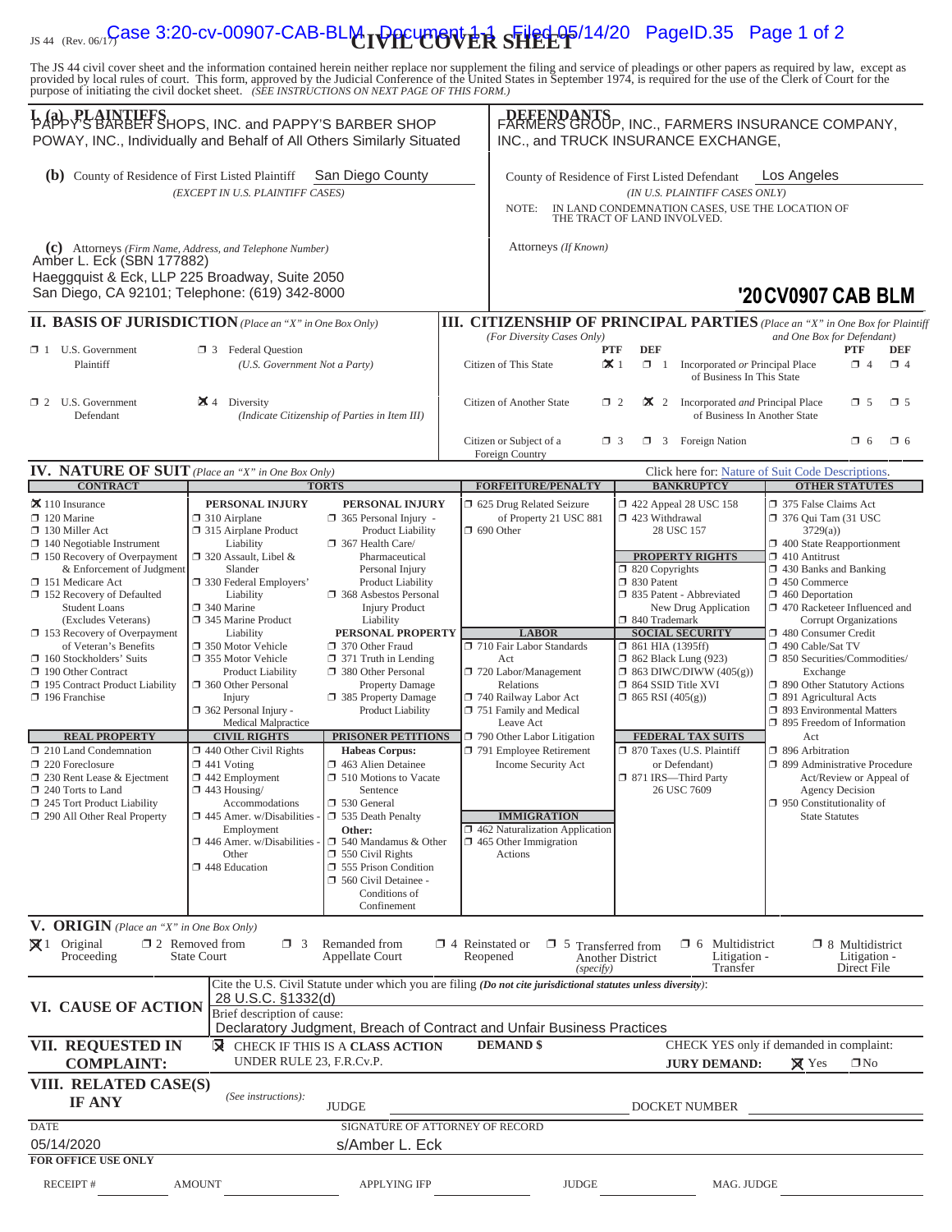JS 44 (Rev. 06/17)

# CIVIL COVER SHEET

The JS 44 civil cover sheet and the information contained herein neither replace nor supplement the filing and service of pleadings or other papers as required by law, except as provided by local rules of court. This form, approved by the Judicial Conference of the United States in September 1974, is required for the use of the Clerk of Court for the purpose of initiating the civil docket sheet. *(SEE INSTRUCTIONS ON NEXT PAGE OF THIS FORM.)*

## I. (a) PLAINTIFFS

PAPPY'S BARBER SHOPS, INC. and PAPPY'S BARBER SHOP POWAY, INC., Individually and Behalf of All Others Similarly Situated

**(b)** County of Residence of First Listed Plaintiff: San Diego County
*(EXCEPT IN U.S. PLAINTIFF CASES)*

**(c)** Attorneys *(Firm Name, Address, and Telephone Number)*
Amber L. Eck (SBN 177882)
Haeggquist & Eck, LLP 225 Broadway, Suite 2050
San Diego, CA 92101; Telephone: (619) 342-8000

## DEFENDANTS

FARMERS GROUP, INC., FARMERS INSURANCE COMPANY, INC., and TRUCK INSURANCE EXCHANGE,

County of Residence of First Listed Defendant: Los Angeles
*(IN U.S. PLAINTIFF CASES ONLY)*

NOTE: IN LAND CONDEMNATION CASES, USE THE LOCATION OF THE TRACT OF LAND INVOLVED.

Attorneys *(If Known)*

'20CV0907 CAB BLM

## II. BASIS OF JURISDICTION *(Place an "X" in One Box Only)*

- ☐ 1 U.S. Government Plaintiff
- ☐ 3 Federal Question (U.S. Government Not a Party)
- ☐ 2 U.S. Government Defendant
- ☒ 4 Diversity (Indicate Citizenship of Parties in Item III)

## III. CITIZENSHIP OF PRINCIPAL PARTIES *(Place an "X" in One Box for Plaintiff and One Box for Defendant)* *(For Diversity Cases Only)*

| | PTF | DEF | | PTF | DEF |
|---|---|---|---|---|---|
| Citizen of This State | ☒ 1 | ☐ 1 | Incorporated *or* Principal Place of Business In This State | ☐ 4 | ☐ 4 |
| Citizen of Another State | ☐ 2 | ☒ 2 | Incorporated *and* Principal Place of Business In Another State | ☐ 5 | ☐ 5 |
| Citizen or Subject of a Foreign Country | ☐ 3 | ☐ 3 | Foreign Nation | ☐ 6 | ☐ 6 |

## IV. NATURE OF SUIT *(Place an "X" in One Box Only)*

Click here for: Nature of Suit Code Descriptions.

**CONTRACT**
- ☒ 110 Insurance
- ☐ 120 Marine
- ☐ 130 Miller Act
- ☐ 140 Negotiable Instrument
- ☐ 150 Recovery of Overpayment & Enforcement of Judgment
- ☐ 151 Medicare Act
- ☐ 152 Recovery of Defaulted Student Loans (Excludes Veterans)
- ☐ 153 Recovery of Overpayment of Veteran's Benefits
- ☐ 160 Stockholders' Suits
- ☐ 190 Other Contract
- ☐ 195 Contract Product Liability
- ☐ 196 Franchise

**REAL PROPERTY**
- ☐ 210 Land Condemnation
- ☐ 220 Foreclosure
- ☐ 230 Rent Lease & Ejectment
- ☐ 240 Torts to Land
- ☐ 245 Tort Product Liability
- ☐ 290 All Other Real Property

**TORTS — PERSONAL INJURY**
- ☐ 310 Airplane
- ☐ 315 Airplane Product Liability
- ☐ 320 Assault, Libel & Slander
- ☐ 330 Federal Employers' Liability
- ☐ 340 Marine
- ☐ 345 Marine Product Liability
- ☐ 350 Motor Vehicle
- ☐ 355 Motor Vehicle Product Liability
- ☐ 360 Other Personal Injury
- ☐ 362 Personal Injury - Medical Malpractice

**PERSONAL INJURY**
- ☐ 365 Personal Injury - Product Liability
- ☐ 367 Health Care/ Pharmaceutical Personal Injury Product Liability
- ☐ 368 Asbestos Personal Injury Product Liability

**PERSONAL PROPERTY**
- ☐ 370 Other Fraud
- ☐ 371 Truth in Lending
- ☐ 380 Other Personal Property Damage
- ☐ 385 Property Damage Product Liability

**CIVIL RIGHTS**
- ☐ 440 Other Civil Rights
- ☐ 441 Voting
- ☐ 442 Employment
- ☐ 443 Housing/ Accommodations
- ☐ 445 Amer. w/Disabilities - Employment
- ☐ 446 Amer. w/Disabilities - Other
- ☐ 448 Education

**PRISONER PETITIONS**

Habeas Corpus:
- ☐ 463 Alien Detainee
- ☐ 510 Motions to Vacate Sentence
- ☐ 530 General
- ☐ 535 Death Penalty

Other:
- ☐ 540 Mandamus & Other
- ☐ 550 Civil Rights
- ☐ 555 Prison Condition
- ☐ 560 Civil Detainee - Conditions of Confinement

**FORFEITURE/PENALTY**
- ☐ 625 Drug Related Seizure of Property 21 USC 881
- ☐ 690 Other

**LABOR**
- ☐ 710 Fair Labor Standards Act
- ☐ 720 Labor/Management Relations
- ☐ 740 Railway Labor Act
- ☐ 751 Family and Medical Leave Act
- ☐ 790 Other Labor Litigation
- ☐ 791 Employee Retirement Income Security Act

**IMMIGRATION**
- ☐ 462 Naturalization Application
- ☐ 465 Other Immigration Actions

**BANKRUPTCY**
- ☐ 422 Appeal 28 USC 158
- ☐ 423 Withdrawal 28 USC 157

**PROPERTY RIGHTS**
- ☐ 820 Copyrights
- ☐ 830 Patent
- ☐ 835 Patent - Abbreviated New Drug Application
- ☐ 840 Trademark

**SOCIAL SECURITY**
- ☐ 861 HIA (1395ff)
- ☐ 862 Black Lung (923)
- ☐ 863 DIWC/DIWW (405(g))
- ☐ 864 SSID Title XVI
- ☐ 865 RSI (405(g))

**FEDERAL TAX SUITS**
- ☐ 870 Taxes (U.S. Plaintiff or Defendant)
- ☐ 871 IRS—Third Party 26 USC 7609

**OTHER STATUTES**
- ☐ 375 False Claims Act
- ☐ 376 Qui Tam (31 USC 3729(a))
- ☐ 400 State Reapportionment
- ☐ 410 Antitrust
- ☐ 430 Banks and Banking
- ☐ 450 Commerce
- ☐ 460 Deportation
- ☐ 470 Racketeer Influenced and Corrupt Organizations
- ☐ 480 Consumer Credit
- ☐ 490 Cable/Sat TV
- ☐ 850 Securities/Commodities/ Exchange
- ☐ 890 Other Statutory Actions
- ☐ 891 Agricultural Acts
- ☐ 893 Environmental Matters
- ☐ 895 Freedom of Information Act
- ☐ 896 Arbitration
- ☐ 899 Administrative Procedure Act/Review or Appeal of Agency Decision
- ☐ 950 Constitutionality of State Statutes

## V. ORIGIN *(Place an "X" in One Box Only)*

- ☒ 1 Original Proceeding
- ☐ 2 Removed from State Court
- ☐ 3 Remanded from Appellate Court
- ☐ 4 Reinstated or Reopened
- ☐ 5 Transferred from Another District *(specify)*
- ☐ 6 Multidistrict Litigation - Transfer
- ☐ 8 Multidistrict Litigation - Direct File

## VI. CAUSE OF ACTION

Cite the U.S. Civil Statute under which you are filing *(Do not cite jurisdictional statutes unless diversity)*:
28 U.S.C. §1332(d)

Brief description of cause:
Declaratory Judgment, Breach of Contract and Unfair Business Practices

## VII. REQUESTED IN COMPLAINT:

☒ CHECK IF THIS IS A **CLASS ACTION** UNDER RULE 23, F.R.Cv.P.

**DEMAND $**

CHECK YES only if demanded in complaint: **JURY DEMAND:** ☒ Yes ☐ No

## VIII. RELATED CASE(S) IF ANY

*(See instructions):* JUDGE ______ DOCKET NUMBER ______

DATE: 05/14/2020

SIGNATURE OF ATTORNEY OF RECORD: s/Amber L. Eck

**FOR OFFICE USE ONLY**

RECEIPT # ______ AMOUNT ______ APPLYING IFP ______ JUDGE ______ MAG. JUDGE ______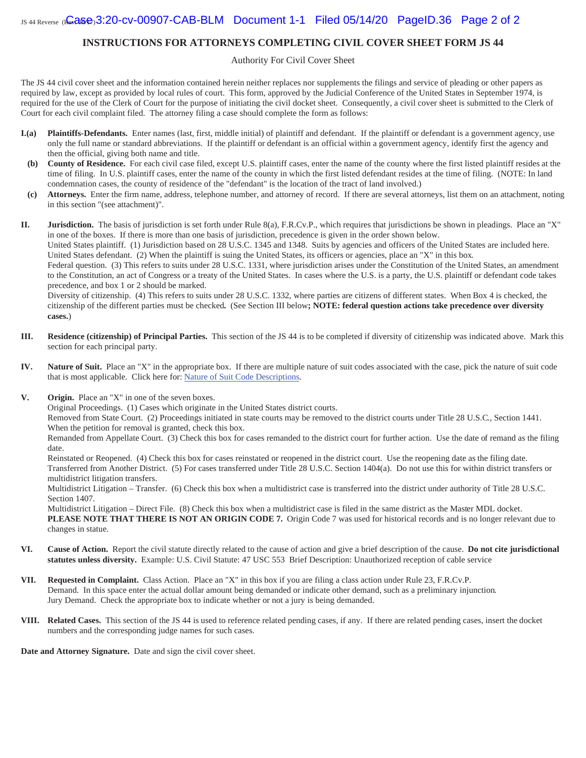# INSTRUCTIONS FOR ATTORNEYS COMPLETING CIVIL COVER SHEET FORM JS 44

Authority For Civil Cover Sheet

The JS 44 civil cover sheet and the information contained herein neither replaces nor supplements the filings and service of pleading or other papers as required by law, except as provided by local rules of court. This form, approved by the Judicial Conference of the United States in September 1974, is required for the use of the Clerk of Court for the purpose of initiating the civil docket sheet. Consequently, a civil cover sheet is submitted to the Clerk of Court for each civil complaint filed. The attorney filing a case should complete the form as follows:

**I.(a) Plaintiffs-Defendants.** Enter names (last, first, middle initial) of plaintiff and defendant. If the plaintiff or defendant is a government agency, use only the full name or standard abbreviations. If the plaintiff or defendant is an official within a government agency, identify first the agency and then the official, giving both name and title.

**(b) County of Residence.** For each civil case filed, except U.S. plaintiff cases, enter the name of the county where the first listed plaintiff resides at the time of filing. In U.S. plaintiff cases, enter the name of the county in which the first listed defendant resides at the time of filing. (NOTE: In land condemnation cases, the county of residence of the "defendant" is the location of the tract of land involved.)

**(c) Attorneys.** Enter the firm name, address, telephone number, and attorney of record. If there are several attorneys, list them on an attachment, noting in this section "(see attachment)".

**II. Jurisdiction.** The basis of jurisdiction is set forth under Rule 8(a), F.R.Cv.P., which requires that jurisdictions be shown in pleadings. Place an "X" in one of the boxes. If there is more than one basis of jurisdiction, precedence is given in the order shown below.
United States plaintiff. (1) Jurisdiction based on 28 U.S.C. 1345 and 1348. Suits by agencies and officers of the United States are included here.
United States defendant. (2) When the plaintiff is suing the United States, its officers or agencies, place an "X" in this box.
Federal question. (3) This refers to suits under 28 U.S.C. 1331, where jurisdiction arises under the Constitution of the United States, an amendment to the Constitution, an act of Congress or a treaty of the United States. In cases where the U.S. is a party, the U.S. plaintiff or defendant code takes precedence, and box 1 or 2 should be marked.
Diversity of citizenship. (4) This refers to suits under 28 U.S.C. 1332, where parties are citizens of different states. When Box 4 is checked, the citizenship of the different parties must be checked**.** (See Section III below**; NOTE: federal question actions take precedence over diversity cases.**)

**III. Residence (citizenship) of Principal Parties.** This section of the JS 44 is to be completed if diversity of citizenship was indicated above. Mark this section for each principal party.

**IV. Nature of Suit.** Place an "X" in the appropriate box. If there are multiple nature of suit codes associated with the case, pick the nature of suit code that is most applicable. Click here for: Nature of Suit Code Descriptions.

**V. Origin.** Place an "X" in one of the seven boxes.
Original Proceedings. (1) Cases which originate in the United States district courts.
Removed from State Court. (2) Proceedings initiated in state courts may be removed to the district courts under Title 28 U.S.C., Section 1441. When the petition for removal is granted, check this box.
Remanded from Appellate Court. (3) Check this box for cases remanded to the district court for further action. Use the date of remand as the filing date.
Reinstated or Reopened. (4) Check this box for cases reinstated or reopened in the district court. Use the reopening date as the filing date.
Transferred from Another District. (5) For cases transferred under Title 28 U.S.C. Section 1404(a). Do not use this for within district transfers or multidistrict litigation transfers.
Multidistrict Litigation – Transfer. (6) Check this box when a multidistrict case is transferred into the district under authority of Title 28 U.S.C. Section 1407.
Multidistrict Litigation – Direct File. (8) Check this box when a multidistrict case is filed in the same district as the Master MDL docket.
**PLEASE NOTE THAT THERE IS NOT AN ORIGIN CODE 7.** Origin Code 7 was used for historical records and is no longer relevant due to changes in statue.

**VI. Cause of Action.** Report the civil statute directly related to the cause of action and give a brief description of the cause. **Do not cite jurisdictional statutes unless diversity.** Example: U.S. Civil Statute: 47 USC 553 Brief Description: Unauthorized reception of cable service

**VII. Requested in Complaint.** Class Action. Place an "X" in this box if you are filing a class action under Rule 23, F.R.Cv.P.
Demand. In this space enter the actual dollar amount being demanded or indicate other demand, such as a preliminary injunction.
Jury Demand. Check the appropriate box to indicate whether or not a jury is being demanded.

**VIII. Related Cases.** This section of the JS 44 is used to reference related pending cases, if any. If there are related pending cases, insert the docket numbers and the corresponding judge names for such cases.

**Date and Attorney Signature.** Date and sign the civil cover sheet.